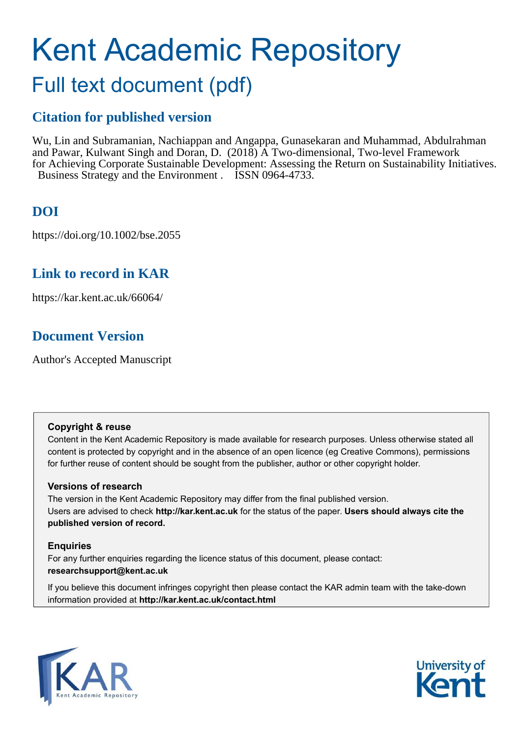# Kent Academic Repository

## Full text document (pdf)

### Citation for published version

Wu, Lin and Subramanian, Nachiappan and Angappa, Gunasekaran and Muhammad, Abdulrahman and Pawar, Kulwant Singh and Doran, D. (2018) A Two-dimensional, Two-level Framework for Achieving Corporate Sustainable Development: Assessing the Return on Sustainability Initiatives. Business Strategy and the Environment . ISSN 0964-4733.

### DOI

https://doi.org/10.1002/bse.2055

### Link to record in KAR

https://kar.kent.ac.uk/66064/

### Document Version

Author's Accepted Manuscript

**Copyright & reuse**

Content in the Kent Academic Repository is made available for research purposes. Unless otherwise stated all content is protected by copyright and in the absence of an open licence (eg Creative Commons), permissions for further reuse of content should be sought from the publisher, author or other copyright holder.

**Versions of research**

The version in the Kent Academic Repository may differ from the final published version. Users are advised to check **http://kar.kent.ac.uk** for the status of the paper. **Users should always cite the published version of record.**

**Enquiries**

For any further enquiries regarding the licence status of this document, please contact: **researchsupport@kent.ac.uk**

If you believe this document infringes copyright then please contact the KAR admin team with the take-down information provided at **http://kar.kent.ac.uk/contact.html**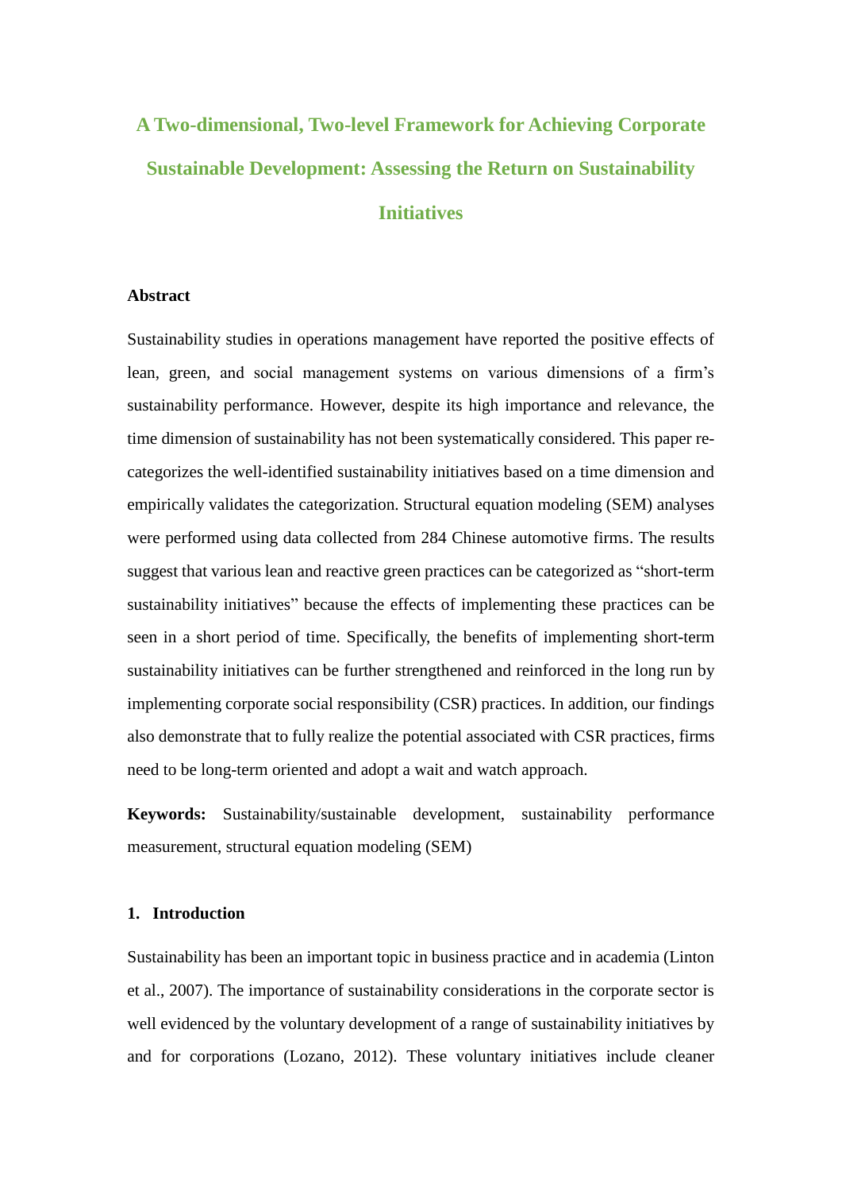# A Two-dimensional, Two-level Framework for Achieving Corporate Sustainable Development: Assessing the Return on Sustainability Initiatives

**Abstract**

Sustainability studies in operations management have reported the positive effects of lean, green, and social management systems on various dimensions of a firm's sustainability performance. However, despite its high importance and relevance, the time dimension of sustainability has not been systematically considered. This paper re-categorizes the well-identified sustainability initiatives based on a time dimension and empirically validates the categorization. Structural equation modeling (SEM) analyses were performed using data collected from 284 Chinese automotive firms. The results suggest that various lean and reactive green practices can be categorized as "short-term sustainability initiatives" because the effects of implementing these practices can be seen in a short period of time. Specifically, the benefits of implementing short-term sustainability initiatives can be further strengthened and reinforced in the long run by implementing corporate social responsibility (CSR) practices. In addition, our findings also demonstrate that to fully realize the potential associated with CSR practices, firms need to be long-term oriented and adopt a wait and watch approach.

**Keywords:** Sustainability/sustainable development, sustainability performance measurement, structural equation modeling (SEM)

## 1. Introduction

Sustainability has been an important topic in business practice and in academia (Linton et al., 2007). The importance of sustainability considerations in the corporate sector is well evidenced by the voluntary development of a range of sustainability initiatives by and for corporations (Lozano, 2012). These voluntary initiatives include cleaner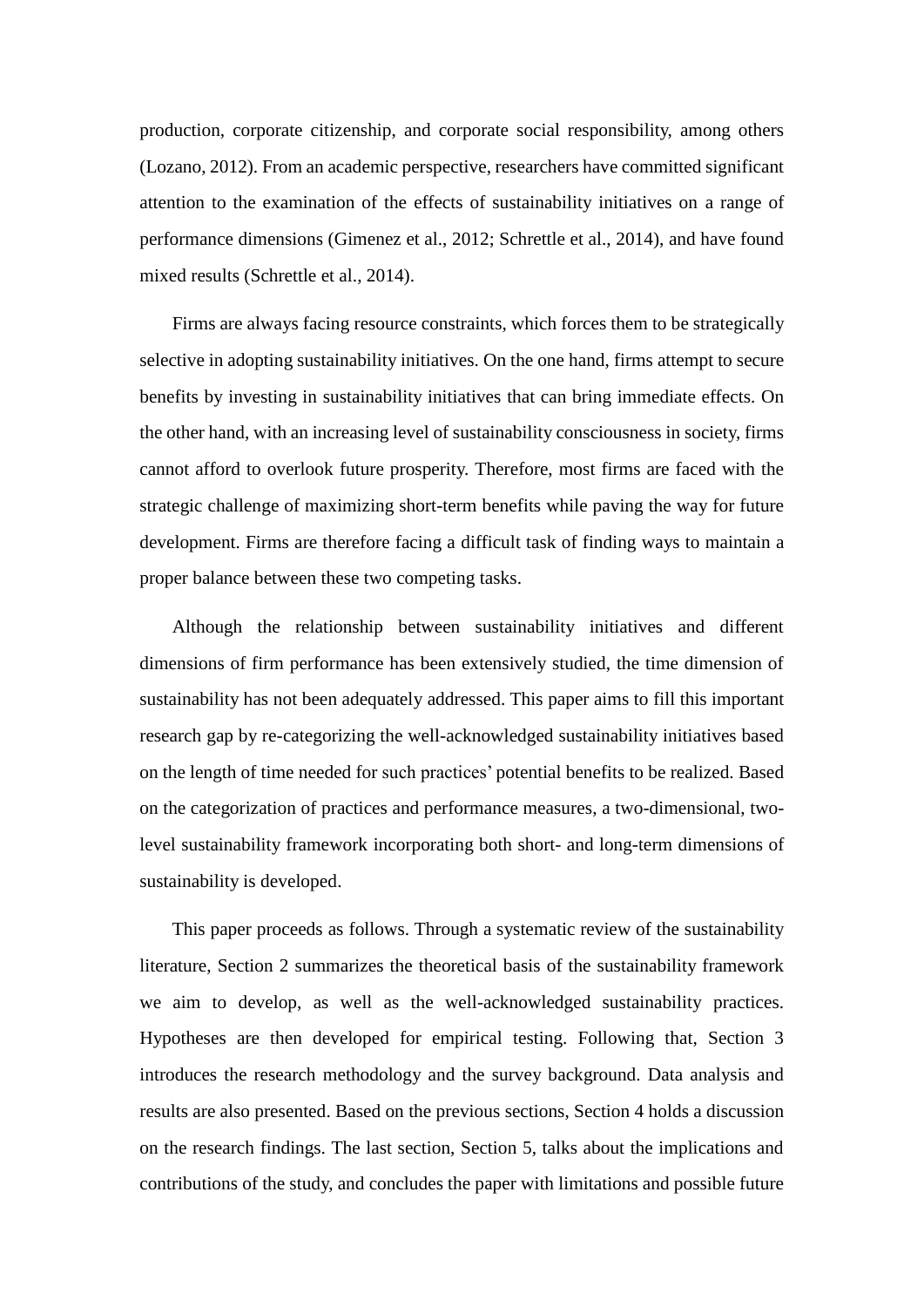production, corporate citizenship, and corporate social responsibility, among others (Lozano, 2012). From an academic perspective, researchers have committed significant attention to the examination of the effects of sustainability initiatives on a range of performance dimensions (Gimenez et al., 2012; Schrettle et al., 2014), and have found mixed results (Schrettle et al., 2014).

Firms are always facing resource constraints, which forces them to be strategically selective in adopting sustainability initiatives. On the one hand, firms attempt to secure benefits by investing in sustainability initiatives that can bring immediate effects. On the other hand, with an increasing level of sustainability consciousness in society, firms cannot afford to overlook future prosperity. Therefore, most firms are faced with the strategic challenge of maximizing short-term benefits while paving the way for future development. Firms are therefore facing a difficult task of finding ways to maintain a proper balance between these two competing tasks.

Although the relationship between sustainability initiatives and different dimensions of firm performance has been extensively studied, the time dimension of sustainability has not been adequately addressed. This paper aims to fill this important research gap by re-categorizing the well-acknowledged sustainability initiatives based on the length of time needed for such practices' potential benefits to be realized. Based on the categorization of practices and performance measures, a two-dimensional, two-level sustainability framework incorporating both short- and long-term dimensions of sustainability is developed.

This paper proceeds as follows. Through a systematic review of the sustainability literature, Section 2 summarizes the theoretical basis of the sustainability framework we aim to develop, as well as the well-acknowledged sustainability practices. Hypotheses are then developed for empirical testing. Following that, Section 3 introduces the research methodology and the survey background. Data analysis and results are also presented. Based on the previous sections, Section 4 holds a discussion on the research findings. The last section, Section 5, talks about the implications and contributions of the study, and concludes the paper with limitations and possible future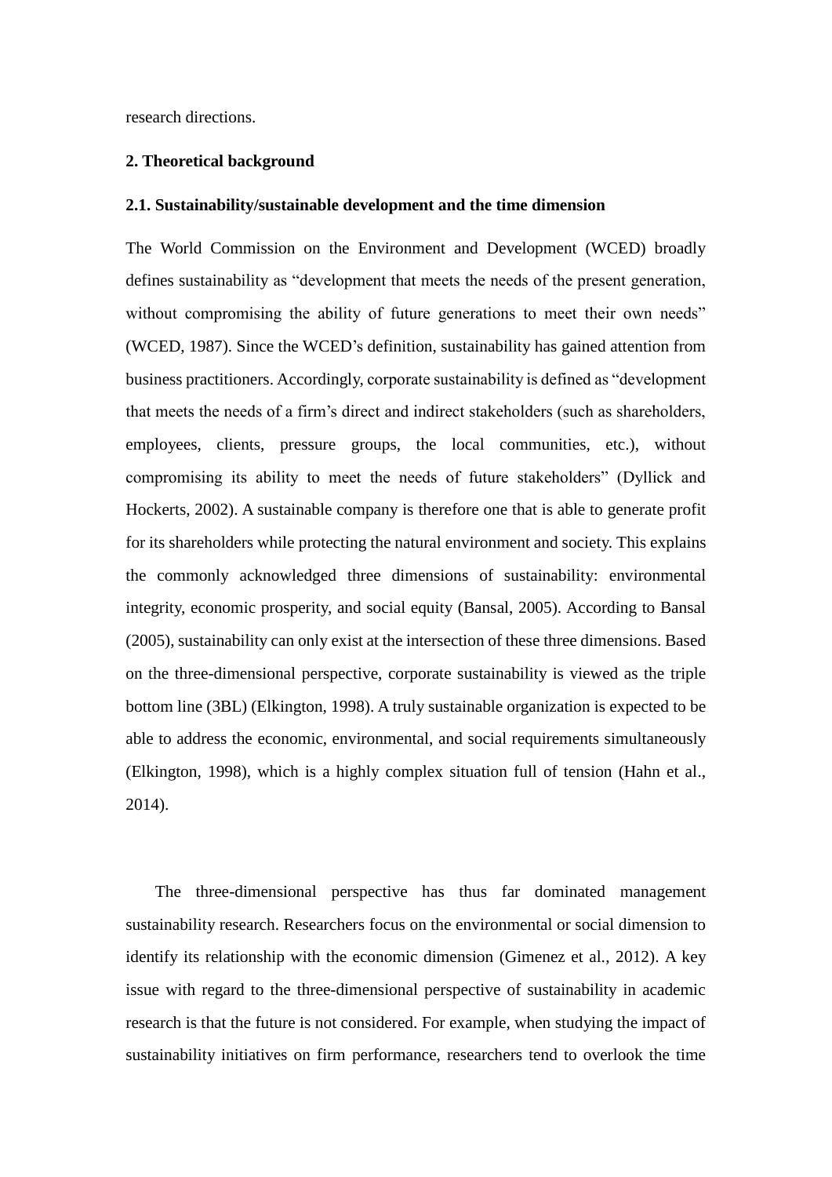research directions.

## 2. Theoretical background

### 2.1. Sustainability/sustainable development and the time dimension

The World Commission on the Environment and Development (WCED) broadly defines sustainability as "development that meets the needs of the present generation, without compromising the ability of future generations to meet their own needs" (WCED, 1987). Since the WCED's definition, sustainability has gained attention from business practitioners. Accordingly, corporate sustainability is defined as "development that meets the needs of a firm's direct and indirect stakeholders (such as shareholders, employees, clients, pressure groups, the local communities, etc.), without compromising its ability to meet the needs of future stakeholders" (Dyllick and Hockerts, 2002). A sustainable company is therefore one that is able to generate profit for its shareholders while protecting the natural environment and society. This explains the commonly acknowledged three dimensions of sustainability: environmental integrity, economic prosperity, and social equity (Bansal, 2005). According to Bansal (2005), sustainability can only exist at the intersection of these three dimensions. Based on the three-dimensional perspective, corporate sustainability is viewed as the triple bottom line (3BL) (Elkington, 1998). A truly sustainable organization is expected to be able to address the economic, environmental, and social requirements simultaneously (Elkington, 1998), which is a highly complex situation full of tension (Hahn et al., 2014).

The three-dimensional perspective has thus far dominated management sustainability research. Researchers focus on the environmental or social dimension to identify its relationship with the economic dimension (Gimenez et al., 2012). A key issue with regard to the three-dimensional perspective of sustainability in academic research is that the future is not considered. For example, when studying the impact of sustainability initiatives on firm performance, researchers tend to overlook the time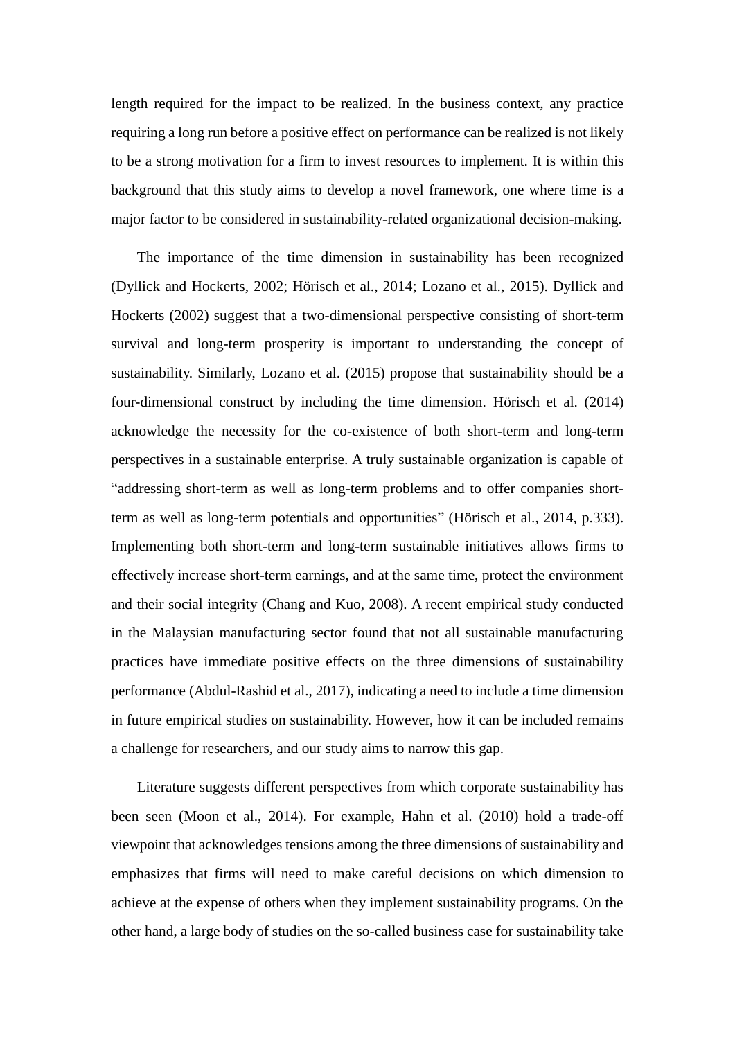length required for the impact to be realized. In the business context, any practice requiring a long run before a positive effect on performance can be realized is not likely to be a strong motivation for a firm to invest resources to implement. It is within this background that this study aims to develop a novel framework, one where time is a major factor to be considered in sustainability-related organizational decision-making.

The importance of the time dimension in sustainability has been recognized (Dyllick and Hockerts, 2002; Hörisch et al., 2014; Lozano et al., 2015). Dyllick and Hockerts (2002) suggest that a two-dimensional perspective consisting of short-term survival and long-term prosperity is important to understanding the concept of sustainability. Similarly, Lozano et al. (2015) propose that sustainability should be a four-dimensional construct by including the time dimension. Hörisch et al. (2014) acknowledge the necessity for the co-existence of both short-term and long-term perspectives in a sustainable enterprise. A truly sustainable organization is capable of "addressing short-term as well as long-term problems and to offer companies short-term as well as long-term potentials and opportunities" (Hörisch et al., 2014, p.333). Implementing both short-term and long-term sustainable initiatives allows firms to effectively increase short-term earnings, and at the same time, protect the environment and their social integrity (Chang and Kuo, 2008). A recent empirical study conducted in the Malaysian manufacturing sector found that not all sustainable manufacturing practices have immediate positive effects on the three dimensions of sustainability performance (Abdul-Rashid et al., 2017), indicating a need to include a time dimension in future empirical studies on sustainability. However, how it can be included remains a challenge for researchers, and our study aims to narrow this gap.

Literature suggests different perspectives from which corporate sustainability has been seen (Moon et al., 2014). For example, Hahn et al. (2010) hold a trade-off viewpoint that acknowledges tensions among the three dimensions of sustainability and emphasizes that firms will need to make careful decisions on which dimension to achieve at the expense of others when they implement sustainability programs. On the other hand, a large body of studies on the so-called business case for sustainability take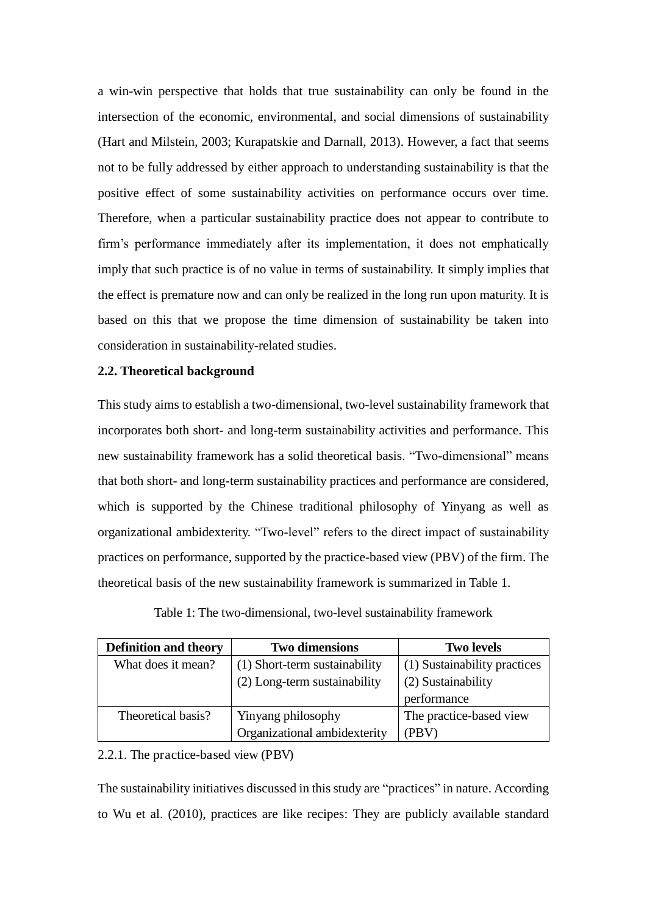a win-win perspective that holds that true sustainability can only be found in the intersection of the economic, environmental, and social dimensions of sustainability (Hart and Milstein, 2003; Kurapatskie and Darnall, 2013). However, a fact that seems not to be fully addressed by either approach to understanding sustainability is that the positive effect of some sustainability activities on performance occurs over time. Therefore, when a particular sustainability practice does not appear to contribute to firm's performance immediately after its implementation, it does not emphatically imply that such practice is of no value in terms of sustainability. It simply implies that the effect is premature now and can only be realized in the long run upon maturity. It is based on this that we propose the time dimension of sustainability be taken into consideration in sustainability-related studies.

### 2.2. Theoretical background

This study aims to establish a two-dimensional, two-level sustainability framework that incorporates both short- and long-term sustainability activities and performance. This new sustainability framework has a solid theoretical basis. "Two-dimensional" means that both short- and long-term sustainability practices and performance are considered, which is supported by the Chinese traditional philosophy of Yinyang as well as organizational ambidexterity. "Two-level" refers to the direct impact of sustainability practices on performance, supported by the practice-based view (PBV) of the firm. The theoretical basis of the new sustainability framework is summarized in Table 1.

Table 1: The two-dimensional, two-level sustainability framework

| Definition and theory | Two dimensions | Two levels |
| --- | --- | --- |
| What does it mean? | (1) Short-term sustainability<br>(2) Long-term sustainability | (1) Sustainability practices<br>(2) Sustainability performance |
| Theoretical basis? | Yinyang philosophy<br>Organizational ambidexterity | The practice-based view (PBV) |

#### 2.2.1. The practice-based view (PBV)

The sustainability initiatives discussed in this study are "practices" in nature. According to Wu et al. (2010), practices are like recipes: They are publicly available standard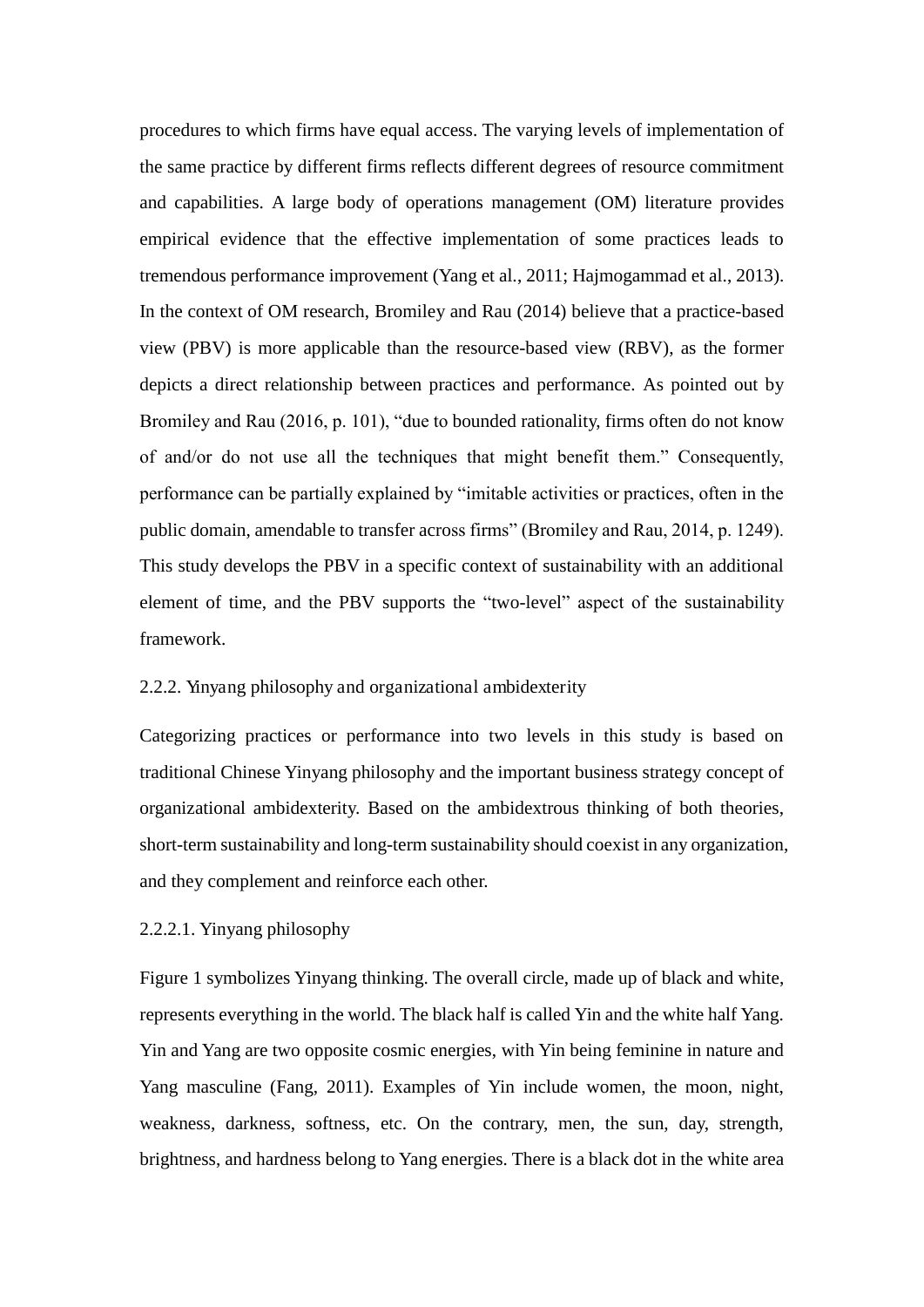procedures to which firms have equal access. The varying levels of implementation of the same practice by different firms reflects different degrees of resource commitment and capabilities. A large body of operations management (OM) literature provides empirical evidence that the effective implementation of some practices leads to tremendous performance improvement (Yang et al., 2011; Hajmogammad et al., 2013). In the context of OM research, Bromiley and Rau (2014) believe that a practice-based view (PBV) is more applicable than the resource-based view (RBV), as the former depicts a direct relationship between practices and performance. As pointed out by Bromiley and Rau (2016, p. 101), "due to bounded rationality, firms often do not know of and/or do not use all the techniques that might benefit them." Consequently, performance can be partially explained by "imitable activities or practices, often in the public domain, amendable to transfer across firms" (Bromiley and Rau, 2014, p. 1249). This study develops the PBV in a specific context of sustainability with an additional element of time, and the PBV supports the "two-level" aspect of the sustainability framework.

### 2.2.2. Yinyang philosophy and organizational ambidexterity

Categorizing practices or performance into two levels in this study is based on traditional Chinese Yinyang philosophy and the important business strategy concept of organizational ambidexterity. Based on the ambidextrous thinking of both theories, short-term sustainability and long-term sustainability should coexist in any organization, and they complement and reinforce each other.

#### 2.2.2.1. Yinyang philosophy

Figure 1 symbolizes Yinyang thinking. The overall circle, made up of black and white, represents everything in the world. The black half is called Yin and the white half Yang. Yin and Yang are two opposite cosmic energies, with Yin being feminine in nature and Yang masculine (Fang, 2011). Examples of Yin include women, the moon, night, weakness, darkness, softness, etc. On the contrary, men, the sun, day, strength, brightness, and hardness belong to Yang energies. There is a black dot in the white area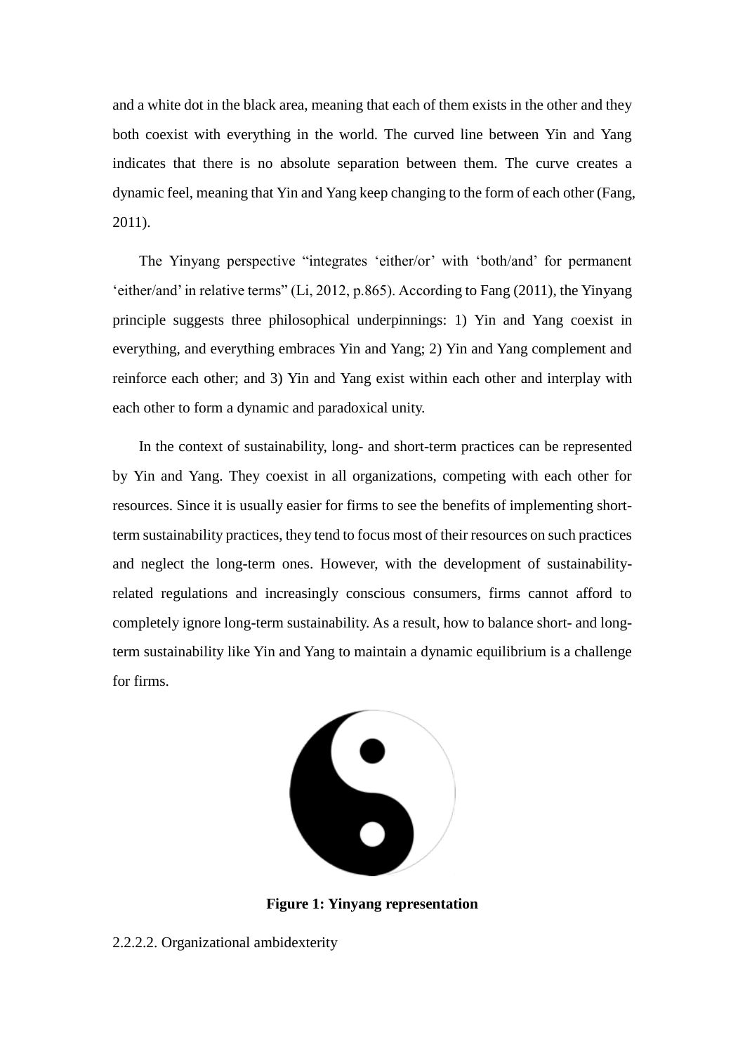and a white dot in the black area, meaning that each of them exists in the other and they both coexist with everything in the world. The curved line between Yin and Yang indicates that there is no absolute separation between them. The curve creates a dynamic feel, meaning that Yin and Yang keep changing to the form of each other (Fang, 2011).

The Yinyang perspective "integrates 'either/or' with 'both/and' for permanent 'either/and' in relative terms" (Li, 2012, p.865). According to Fang (2011), the Yinyang principle suggests three philosophical underpinnings: 1) Yin and Yang coexist in everything, and everything embraces Yin and Yang; 2) Yin and Yang complement and reinforce each other; and 3) Yin and Yang exist within each other and interplay with each other to form a dynamic and paradoxical unity.

In the context of sustainability, long- and short-term practices can be represented by Yin and Yang. They coexist in all organizations, competing with each other for resources. Since it is usually easier for firms to see the benefits of implementing short-term sustainability practices, they tend to focus most of their resources on such practices and neglect the long-term ones. However, with the development of sustainability-related regulations and increasingly conscious consumers, firms cannot afford to completely ignore long-term sustainability. As a result, how to balance short- and long-term sustainability like Yin and Yang to maintain a dynamic equilibrium is a challenge for firms.

**Figure 1: Yinyang representation**

2.2.2.2. Organizational ambidexterity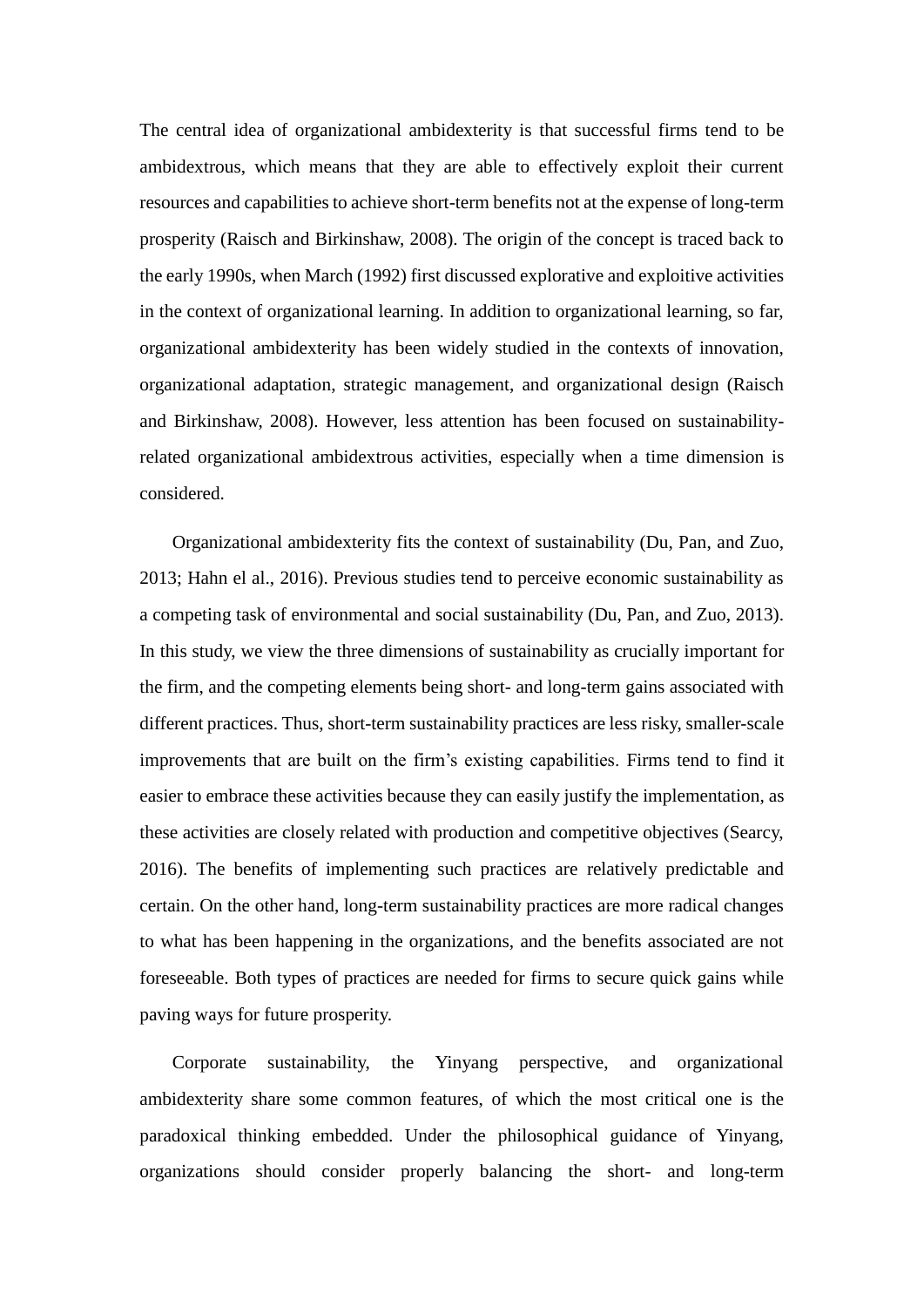The central idea of organizational ambidexterity is that successful firms tend to be ambidextrous, which means that they are able to effectively exploit their current resources and capabilities to achieve short-term benefits not at the expense of long-term prosperity (Raisch and Birkinshaw, 2008). The origin of the concept is traced back to the early 1990s, when March (1992) first discussed explorative and exploitive activities in the context of organizational learning. In addition to organizational learning, so far, organizational ambidexterity has been widely studied in the contexts of innovation, organizational adaptation, strategic management, and organizational design (Raisch and Birkinshaw, 2008). However, less attention has been focused on sustainability-related organizational ambidextrous activities, especially when a time dimension is considered.

Organizational ambidexterity fits the context of sustainability (Du, Pan, and Zuo, 2013; Hahn el al., 2016). Previous studies tend to perceive economic sustainability as a competing task of environmental and social sustainability (Du, Pan, and Zuo, 2013). In this study, we view the three dimensions of sustainability as crucially important for the firm, and the competing elements being short- and long-term gains associated with different practices. Thus, short-term sustainability practices are less risky, smaller-scale improvements that are built on the firm's existing capabilities. Firms tend to find it easier to embrace these activities because they can easily justify the implementation, as these activities are closely related with production and competitive objectives (Searcy, 2016). The benefits of implementing such practices are relatively predictable and certain. On the other hand, long-term sustainability practices are more radical changes to what has been happening in the organizations, and the benefits associated are not foreseeable. Both types of practices are needed for firms to secure quick gains while paving ways for future prosperity.

Corporate sustainability, the Yinyang perspective, and organizational ambidexterity share some common features, of which the most critical one is the paradoxical thinking embedded. Under the philosophical guidance of Yinyang, organizations should consider properly balancing the short- and long-term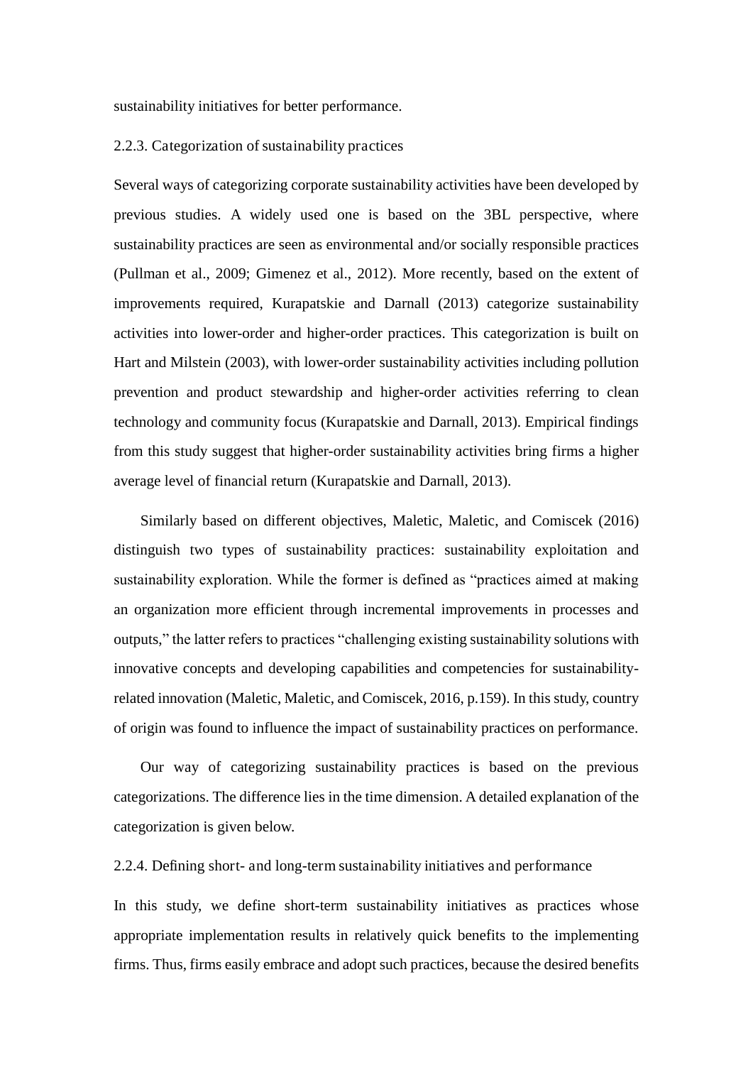sustainability initiatives for better performance.

### 2.2.3. Categorization of sustainability practices

Several ways of categorizing corporate sustainability activities have been developed by previous studies. A widely used one is based on the 3BL perspective, where sustainability practices are seen as environmental and/or socially responsible practices (Pullman et al., 2009; Gimenez et al., 2012). More recently, based on the extent of improvements required, Kurapatskie and Darnall (2013) categorize sustainability activities into lower-order and higher-order practices. This categorization is built on Hart and Milstein (2003), with lower-order sustainability activities including pollution prevention and product stewardship and higher-order activities referring to clean technology and community focus (Kurapatskie and Darnall, 2013). Empirical findings from this study suggest that higher-order sustainability activities bring firms a higher average level of financial return (Kurapatskie and Darnall, 2013).

Similarly based on different objectives, Maletic, Maletic, and Comiscek (2016) distinguish two types of sustainability practices: sustainability exploitation and sustainability exploration. While the former is defined as "practices aimed at making an organization more efficient through incremental improvements in processes and outputs," the latter refers to practices "challenging existing sustainability solutions with innovative concepts and developing capabilities and competencies for sustainability-related innovation (Maletic, Maletic, and Comiscek, 2016, p.159). In this study, country of origin was found to influence the impact of sustainability practices on performance.

Our way of categorizing sustainability practices is based on the previous categorizations. The difference lies in the time dimension. A detailed explanation of the categorization is given below.

### 2.2.4. Defining short- and long-term sustainability initiatives and performance

In this study, we define short-term sustainability initiatives as practices whose appropriate implementation results in relatively quick benefits to the implementing firms. Thus, firms easily embrace and adopt such practices, because the desired benefits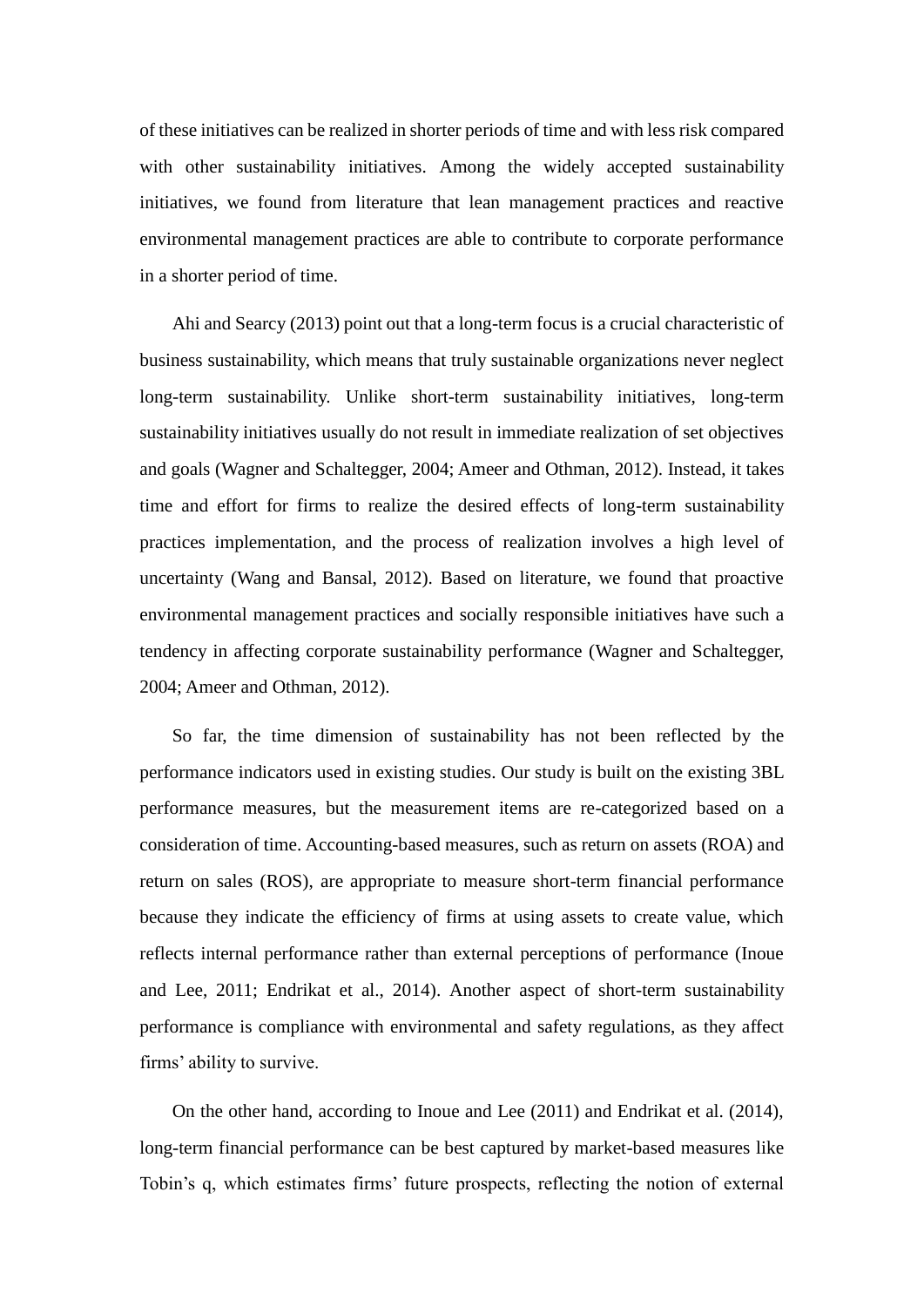of these initiatives can be realized in shorter periods of time and with less risk compared with other sustainability initiatives. Among the widely accepted sustainability initiatives, we found from literature that lean management practices and reactive environmental management practices are able to contribute to corporate performance in a shorter period of time.

Ahi and Searcy (2013) point out that a long-term focus is a crucial characteristic of business sustainability, which means that truly sustainable organizations never neglect long-term sustainability. Unlike short-term sustainability initiatives, long-term sustainability initiatives usually do not result in immediate realization of set objectives and goals (Wagner and Schaltegger, 2004; Ameer and Othman, 2012). Instead, it takes time and effort for firms to realize the desired effects of long-term sustainability practices implementation, and the process of realization involves a high level of uncertainty (Wang and Bansal, 2012). Based on literature, we found that proactive environmental management practices and socially responsible initiatives have such a tendency in affecting corporate sustainability performance (Wagner and Schaltegger, 2004; Ameer and Othman, 2012).

So far, the time dimension of sustainability has not been reflected by the performance indicators used in existing studies. Our study is built on the existing 3BL performance measures, but the measurement items are re-categorized based on a consideration of time. Accounting-based measures, such as return on assets (ROA) and return on sales (ROS), are appropriate to measure short-term financial performance because they indicate the efficiency of firms at using assets to create value, which reflects internal performance rather than external perceptions of performance (Inoue and Lee, 2011; Endrikat et al., 2014). Another aspect of short-term sustainability performance is compliance with environmental and safety regulations, as they affect firms' ability to survive.

On the other hand, according to Inoue and Lee (2011) and Endrikat et al. (2014), long-term financial performance can be best captured by market-based measures like Tobin's q, which estimates firms' future prospects, reflecting the notion of external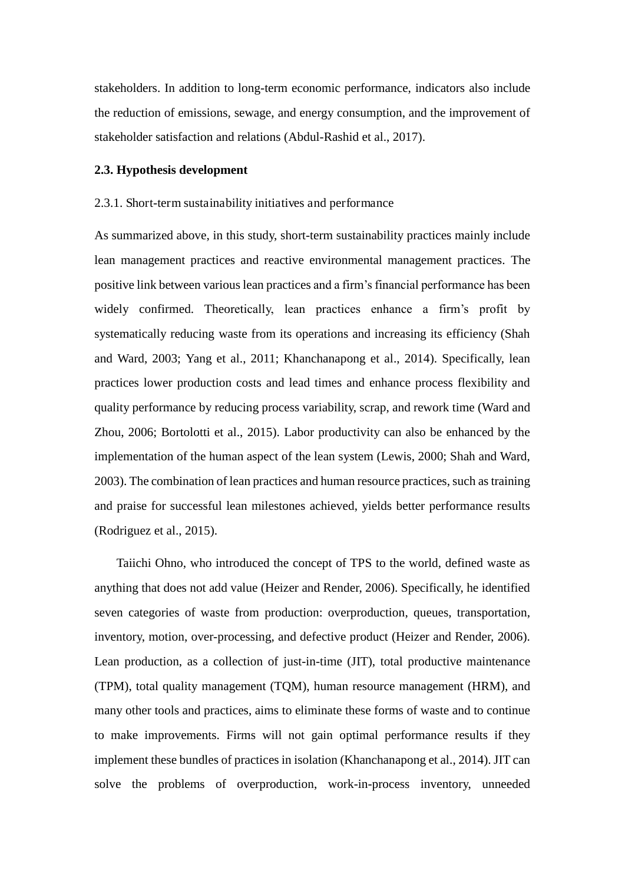stakeholders. In addition to long-term economic performance, indicators also include the reduction of emissions, sewage, and energy consumption, and the improvement of stakeholder satisfaction and relations (Abdul-Rashid et al., 2017).

### 2.3. Hypothesis development

#### 2.3.1. Short-term sustainability initiatives and performance

As summarized above, in this study, short-term sustainability practices mainly include lean management practices and reactive environmental management practices. The positive link between various lean practices and a firm's financial performance has been widely confirmed. Theoretically, lean practices enhance a firm's profit by systematically reducing waste from its operations and increasing its efficiency (Shah and Ward, 2003; Yang et al., 2011; Khanchanapong et al., 2014). Specifically, lean practices lower production costs and lead times and enhance process flexibility and quality performance by reducing process variability, scrap, and rework time (Ward and Zhou, 2006; Bortolotti et al., 2015). Labor productivity can also be enhanced by the implementation of the human aspect of the lean system (Lewis, 2000; Shah and Ward, 2003). The combination of lean practices and human resource practices, such as training and praise for successful lean milestones achieved, yields better performance results (Rodriguez et al., 2015).

Taiichi Ohno, who introduced the concept of TPS to the world, defined waste as anything that does not add value (Heizer and Render, 2006). Specifically, he identified seven categories of waste from production: overproduction, queues, transportation, inventory, motion, over-processing, and defective product (Heizer and Render, 2006). Lean production, as a collection of just-in-time (JIT), total productive maintenance (TPM), total quality management (TQM), human resource management (HRM), and many other tools and practices, aims to eliminate these forms of waste and to continue to make improvements. Firms will not gain optimal performance results if they implement these bundles of practices in isolation (Khanchanapong et al., 2014). JIT can solve the problems of overproduction, work-in-process inventory, unneeded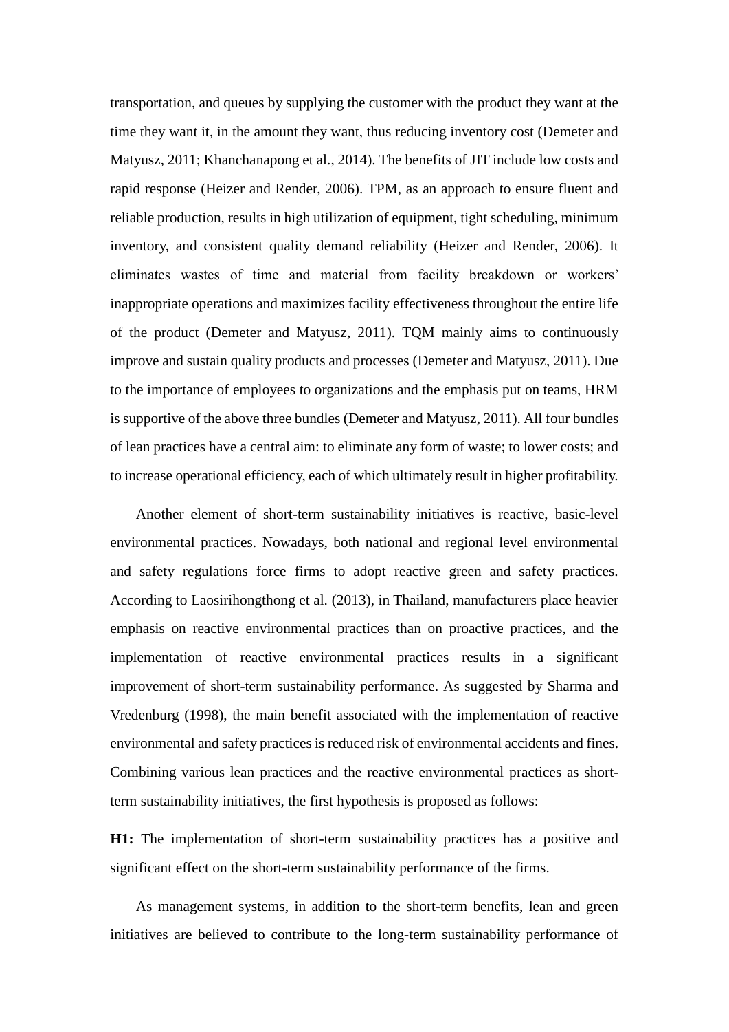transportation, and queues by supplying the customer with the product they want at the time they want it, in the amount they want, thus reducing inventory cost (Demeter and Matyusz, 2011; Khanchanapong et al., 2014). The benefits of JIT include low costs and rapid response (Heizer and Render, 2006). TPM, as an approach to ensure fluent and reliable production, results in high utilization of equipment, tight scheduling, minimum inventory, and consistent quality demand reliability (Heizer and Render, 2006). It eliminates wastes of time and material from facility breakdown or workers' inappropriate operations and maximizes facility effectiveness throughout the entire life of the product (Demeter and Matyusz, 2011). TQM mainly aims to continuously improve and sustain quality products and processes (Demeter and Matyusz, 2011). Due to the importance of employees to organizations and the emphasis put on teams, HRM is supportive of the above three bundles (Demeter and Matyusz, 2011). All four bundles of lean practices have a central aim: to eliminate any form of waste; to lower costs; and to increase operational efficiency, each of which ultimately result in higher profitability.

Another element of short-term sustainability initiatives is reactive, basic-level environmental practices. Nowadays, both national and regional level environmental and safety regulations force firms to adopt reactive green and safety practices. According to Laosirihongthong et al. (2013), in Thailand, manufacturers place heavier emphasis on reactive environmental practices than on proactive practices, and the implementation of reactive environmental practices results in a significant improvement of short-term sustainability performance. As suggested by Sharma and Vredenburg (1998), the main benefit associated with the implementation of reactive environmental and safety practices is reduced risk of environmental accidents and fines. Combining various lean practices and the reactive environmental practices as short-term sustainability initiatives, the first hypothesis is proposed as follows:

**H1:** The implementation of short-term sustainability practices has a positive and significant effect on the short-term sustainability performance of the firms.

As management systems, in addition to the short-term benefits, lean and green initiatives are believed to contribute to the long-term sustainability performance of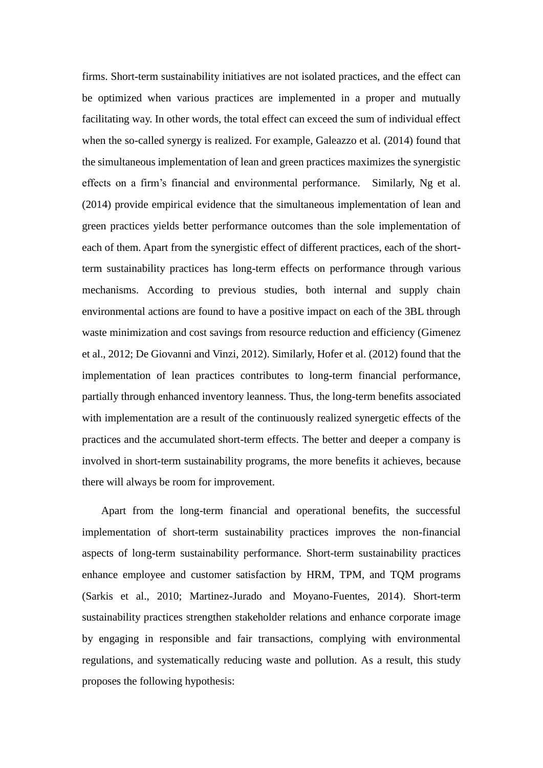firms. Short-term sustainability initiatives are not isolated practices, and the effect can be optimized when various practices are implemented in a proper and mutually facilitating way. In other words, the total effect can exceed the sum of individual effect when the so-called synergy is realized. For example, Galeazzo et al. (2014) found that the simultaneous implementation of lean and green practices maximizes the synergistic effects on a firm's financial and environmental performance. Similarly, Ng et al. (2014) provide empirical evidence that the simultaneous implementation of lean and green practices yields better performance outcomes than the sole implementation of each of them. Apart from the synergistic effect of different practices, each of the short-term sustainability practices has long-term effects on performance through various mechanisms. According to previous studies, both internal and supply chain environmental actions are found to have a positive impact on each of the 3BL through waste minimization and cost savings from resource reduction and efficiency (Gimenez et al., 2012; De Giovanni and Vinzi, 2012). Similarly, Hofer et al. (2012) found that the implementation of lean practices contributes to long-term financial performance, partially through enhanced inventory leanness. Thus, the long-term benefits associated with implementation are a result of the continuously realized synergetic effects of the practices and the accumulated short-term effects. The better and deeper a company is involved in short-term sustainability programs, the more benefits it achieves, because there will always be room for improvement.

Apart from the long-term financial and operational benefits, the successful implementation of short-term sustainability practices improves the non-financial aspects of long-term sustainability performance. Short-term sustainability practices enhance employee and customer satisfaction by HRM, TPM, and TQM programs (Sarkis et al., 2010; Martinez-Jurado and Moyano-Fuentes, 2014). Short-term sustainability practices strengthen stakeholder relations and enhance corporate image by engaging in responsible and fair transactions, complying with environmental regulations, and systematically reducing waste and pollution. As a result, this study proposes the following hypothesis: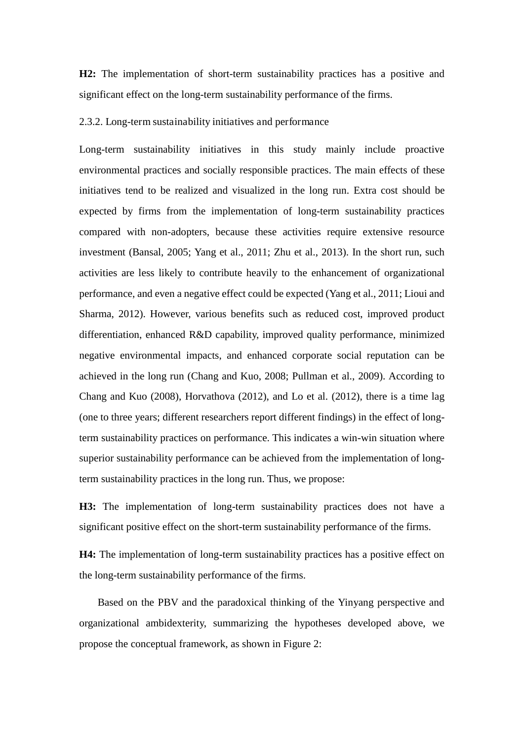**H2:** The implementation of short-term sustainability practices has a positive and significant effect on the long-term sustainability performance of the firms.

### 2.3.2. Long-term sustainability initiatives and performance

Long-term sustainability initiatives in this study mainly include proactive environmental practices and socially responsible practices. The main effects of these initiatives tend to be realized and visualized in the long run. Extra cost should be expected by firms from the implementation of long-term sustainability practices compared with non-adopters, because these activities require extensive resource investment (Bansal, 2005; Yang et al., 2011; Zhu et al., 2013). In the short run, such activities are less likely to contribute heavily to the enhancement of organizational performance, and even a negative effect could be expected (Yang et al., 2011; Lioui and Sharma, 2012). However, various benefits such as reduced cost, improved product differentiation, enhanced R&D capability, improved quality performance, minimized negative environmental impacts, and enhanced corporate social reputation can be achieved in the long run (Chang and Kuo, 2008; Pullman et al., 2009). According to Chang and Kuo (2008), Horvathova (2012), and Lo et al. (2012), there is a time lag (one to three years; different researchers report different findings) in the effect of long-term sustainability practices on performance. This indicates a win-win situation where superior sustainability performance can be achieved from the implementation of long-term sustainability practices in the long run. Thus, we propose:

**H3:** The implementation of long-term sustainability practices does not have a significant positive effect on the short-term sustainability performance of the firms.

**H4:** The implementation of long-term sustainability practices has a positive effect on the long-term sustainability performance of the firms.

Based on the PBV and the paradoxical thinking of the Yinyang perspective and organizational ambidexterity, summarizing the hypotheses developed above, we propose the conceptual framework, as shown in Figure 2: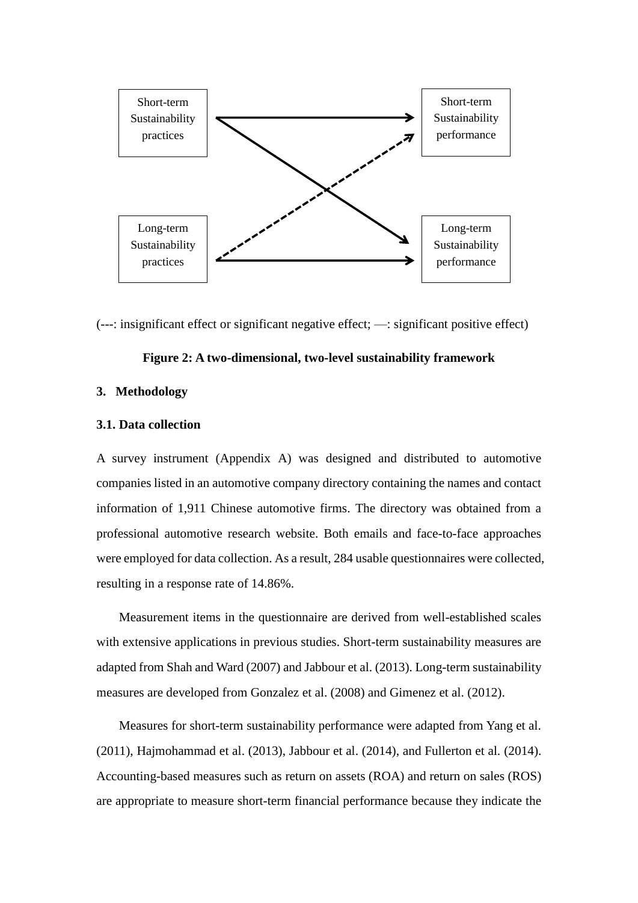Short-term Sustainability practices

Short-term Sustainability performance

Long-term Sustainability practices

Long-term Sustainability performance

(---: insignificant effect or significant negative effect; —: significant positive effect)

**Figure 2: A two-dimensional, two-level sustainability framework**

## 3. Methodology

### 3.1. Data collection

A survey instrument (Appendix A) was designed and distributed to automotive companies listed in an automotive company directory containing the names and contact information of 1,911 Chinese automotive firms. The directory was obtained from a professional automotive research website. Both emails and face-to-face approaches were employed for data collection. As a result, 284 usable questionnaires were collected, resulting in a response rate of 14.86%.

Measurement items in the questionnaire are derived from well-established scales with extensive applications in previous studies. Short-term sustainability measures are adapted from Shah and Ward (2007) and Jabbour et al. (2013). Long-term sustainability measures are developed from Gonzalez et al. (2008) and Gimenez et al. (2012).

Measures for short-term sustainability performance were adapted from Yang et al. (2011), Hajmohammad et al. (2013), Jabbour et al. (2014), and Fullerton et al. (2014). Accounting-based measures such as return on assets (ROA) and return on sales (ROS) are appropriate to measure short-term financial performance because they indicate the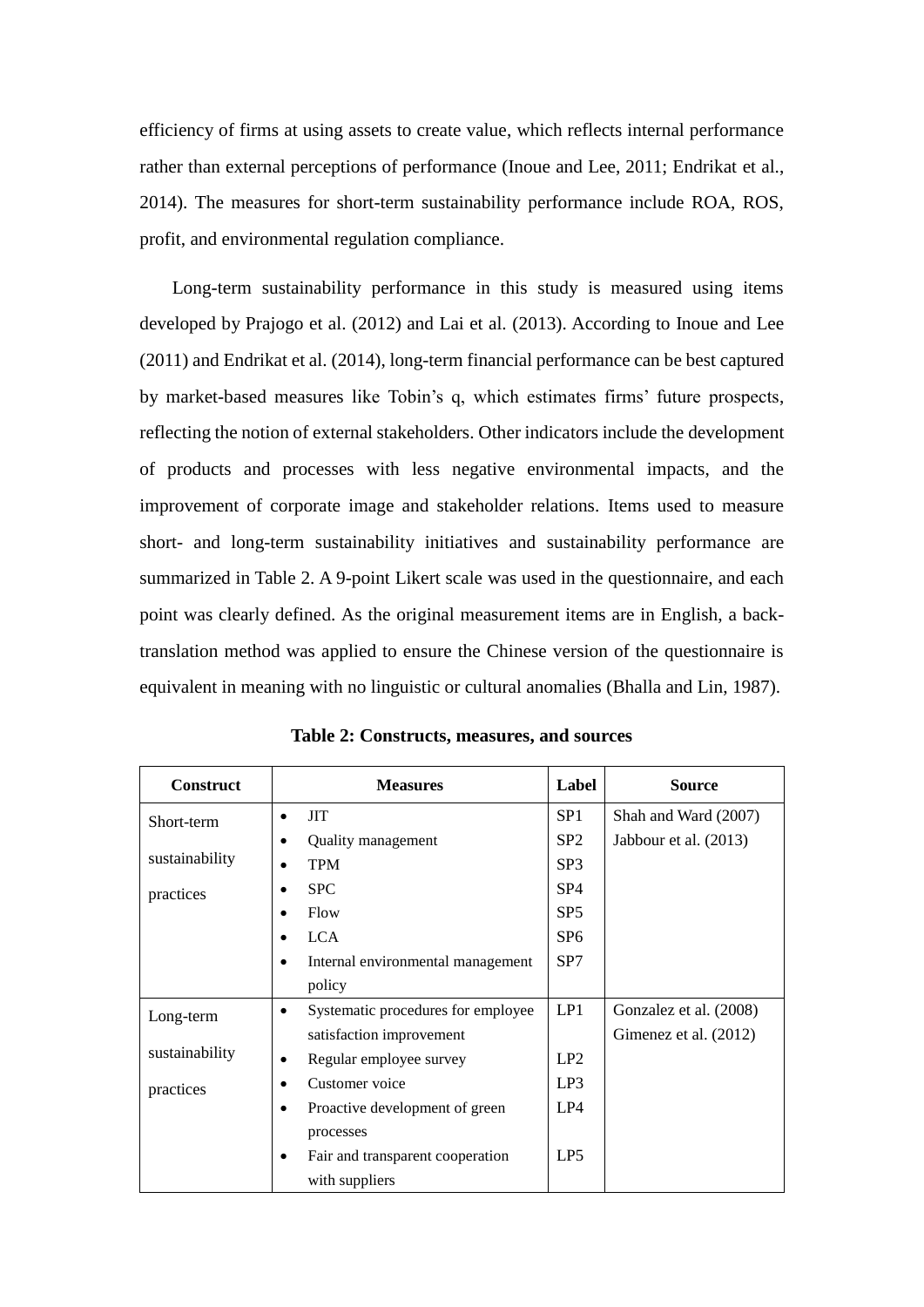efficiency of firms at using assets to create value, which reflects internal performance rather than external perceptions of performance (Inoue and Lee, 2011; Endrikat et al., 2014). The measures for short-term sustainability performance include ROA, ROS, profit, and environmental regulation compliance.

Long-term sustainability performance in this study is measured using items developed by Prajogo et al. (2012) and Lai et al. (2013). According to Inoue and Lee (2011) and Endrikat et al. (2014), long-term financial performance can be best captured by market-based measures like Tobin's q, which estimates firms' future prospects, reflecting the notion of external stakeholders. Other indicators include the development of products and processes with less negative environmental impacts, and the improvement of corporate image and stakeholder relations. Items used to measure short- and long-term sustainability initiatives and sustainability performance are summarized in Table 2. A 9-point Likert scale was used in the questionnaire, and each point was clearly defined. As the original measurement items are in English, a back-translation method was applied to ensure the Chinese version of the questionnaire is equivalent in meaning with no linguistic or cultural anomalies (Bhalla and Lin, 1987).

**Table 2: Constructs, measures, and sources**

| Construct | Measures | Label | Source |
|---|---|---|---|
| Short-term sustainability practices | • JIT | SP1 | Shah and Ward (2007) |
| | • Quality management | SP2 | Jabbour et al. (2013) |
| | • TPM | SP3 | |
| | • SPC | SP4 | |
| | • Flow | SP5 | |
| | • LCA | SP6 | |
| | • Internal environmental management policy | SP7 | |
| Long-term sustainability practices | • Systematic procedures for employee satisfaction improvement | LP1 | Gonzalez et al. (2008) |
| | • Regular employee survey | LP2 | Gimenez et al. (2012) |
| | • Customer voice | LP3 | |
| | • Proactive development of green processes | LP4 | |
| | • Fair and transparent cooperation with suppliers | LP5 | |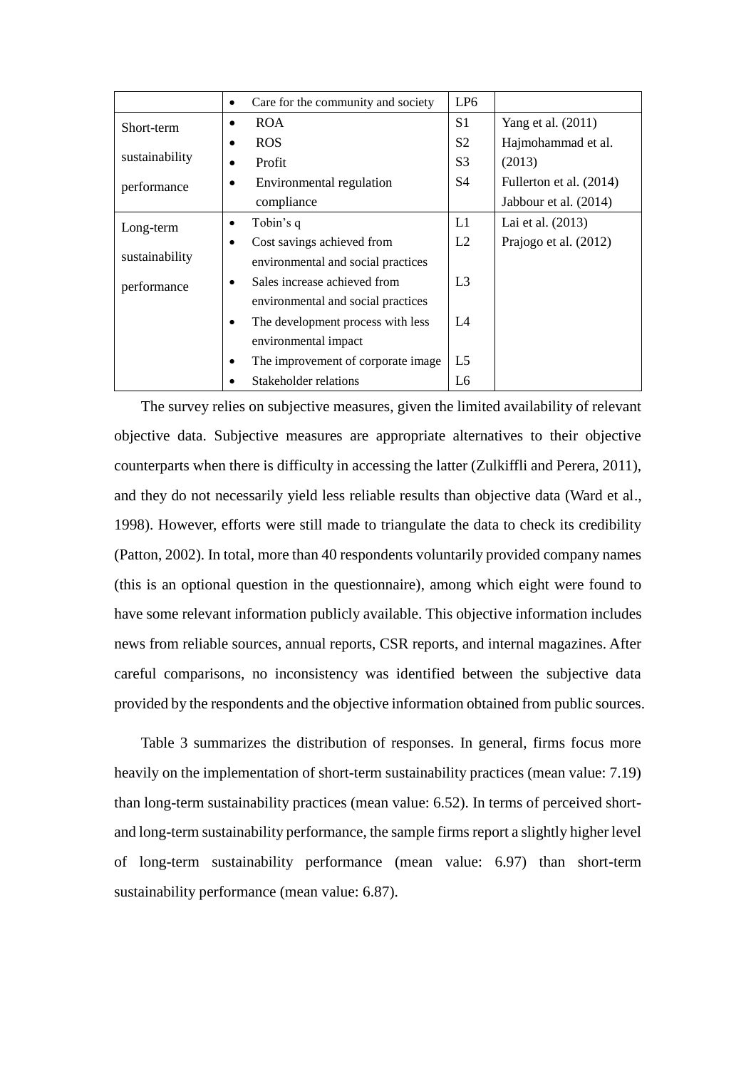|  | • Care for the community and society | LP6 |  |
|---|---|---|---|
| Short-term sustainability performance | • ROA<br>• ROS<br>• Profit<br>• Environmental regulation compliance | S1<br>S2<br>S3<br>S4 | Yang et al. (2011)<br>Hajmohammad et al. (2013)<br>Fullerton et al. (2014)<br>Jabbour et al. (2014) |
| Long-term sustainability performance | • Tobin's q<br>• Cost savings achieved from environmental and social practices<br>• Sales increase achieved from environmental and social practices<br>• The development process with less environmental impact<br>• The improvement of corporate image<br>• Stakeholder relations | L1<br>L2<br>L3<br>L4<br>L5<br>L6 | Lai et al. (2013)<br>Prajogo et al. (2012) |

The survey relies on subjective measures, given the limited availability of relevant objective data. Subjective measures are appropriate alternatives to their objective counterparts when there is difficulty in accessing the latter (Zulkiffli and Perera, 2011), and they do not necessarily yield less reliable results than objective data (Ward et al., 1998). However, efforts were still made to triangulate the data to check its credibility (Patton, 2002). In total, more than 40 respondents voluntarily provided company names (this is an optional question in the questionnaire), among which eight were found to have some relevant information publicly available. This objective information includes news from reliable sources, annual reports, CSR reports, and internal magazines. After careful comparisons, no inconsistency was identified between the subjective data provided by the respondents and the objective information obtained from public sources.

Table 3 summarizes the distribution of responses. In general, firms focus more heavily on the implementation of short-term sustainability practices (mean value: 7.19) than long-term sustainability practices (mean value: 6.52). In terms of perceived short- and long-term sustainability performance, the sample firms report a slightly higher level of long-term sustainability performance (mean value: 6.97) than short-term sustainability performance (mean value: 6.87).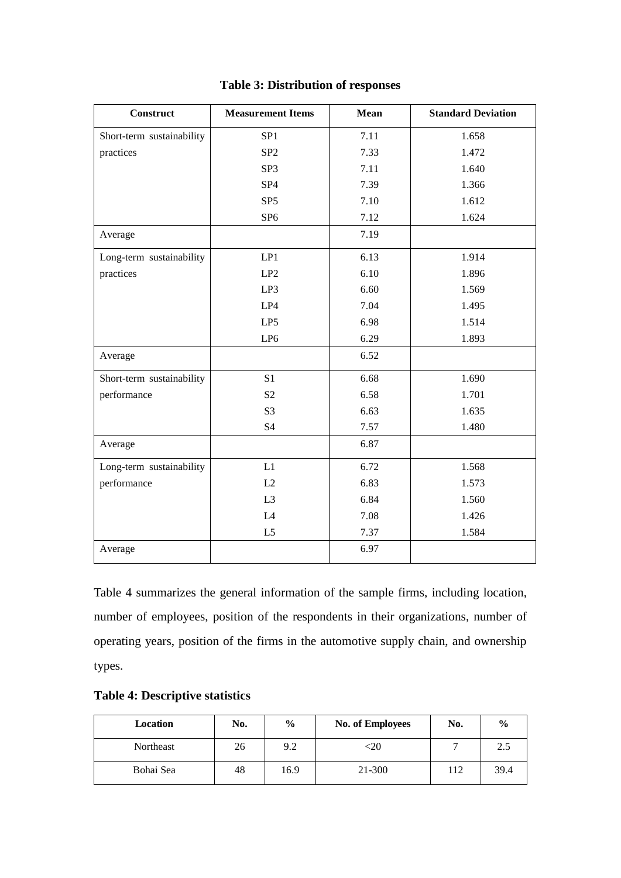**Table 3: Distribution of responses**

| Construct | Measurement Items | Mean | Standard Deviation |
|---|---|---|---|
| Short-term sustainability practices | SP1 | 7.11 | 1.658 |
| | SP2 | 7.33 | 1.472 |
| | SP3 | 7.11 | 1.640 |
| | SP4 | 7.39 | 1.366 |
| | SP5 | 7.10 | 1.612 |
| | SP6 | 7.12 | 1.624 |
| Average | | 7.19 | |
| Long-term sustainability practices | LP1 | 6.13 | 1.914 |
| | LP2 | 6.10 | 1.896 |
| | LP3 | 6.60 | 1.569 |
| | LP4 | 7.04 | 1.495 |
| | LP5 | 6.98 | 1.514 |
| | LP6 | 6.29 | 1.893 |
| Average | | 6.52 | |
| Short-term sustainability performance | S1 | 6.68 | 1.690 |
| | S2 | 6.58 | 1.701 |
| | S3 | 6.63 | 1.635 |
| | S4 | 7.57 | 1.480 |
| Average | | 6.87 | |
| Long-term sustainability performance | L1 | 6.72 | 1.568 |
| | L2 | 6.83 | 1.573 |
| | L3 | 6.84 | 1.560 |
| | L4 | 7.08 | 1.426 |
| | L5 | 7.37 | 1.584 |
| Average | | 6.97 | |

Table 4 summarizes the general information of the sample firms, including location, number of employees, position of the respondents in their organizations, number of operating years, position of the firms in the automotive supply chain, and ownership types.

**Table 4: Descriptive statistics**

| Location | No. | % | No. of Employees | No. | % |
|---|---|---|---|---|---|
| Northeast | 26 | 9.2 | <20 | 7 | 2.5 |
| Bohai Sea | 48 | 16.9 | 21-300 | 112 | 39.4 |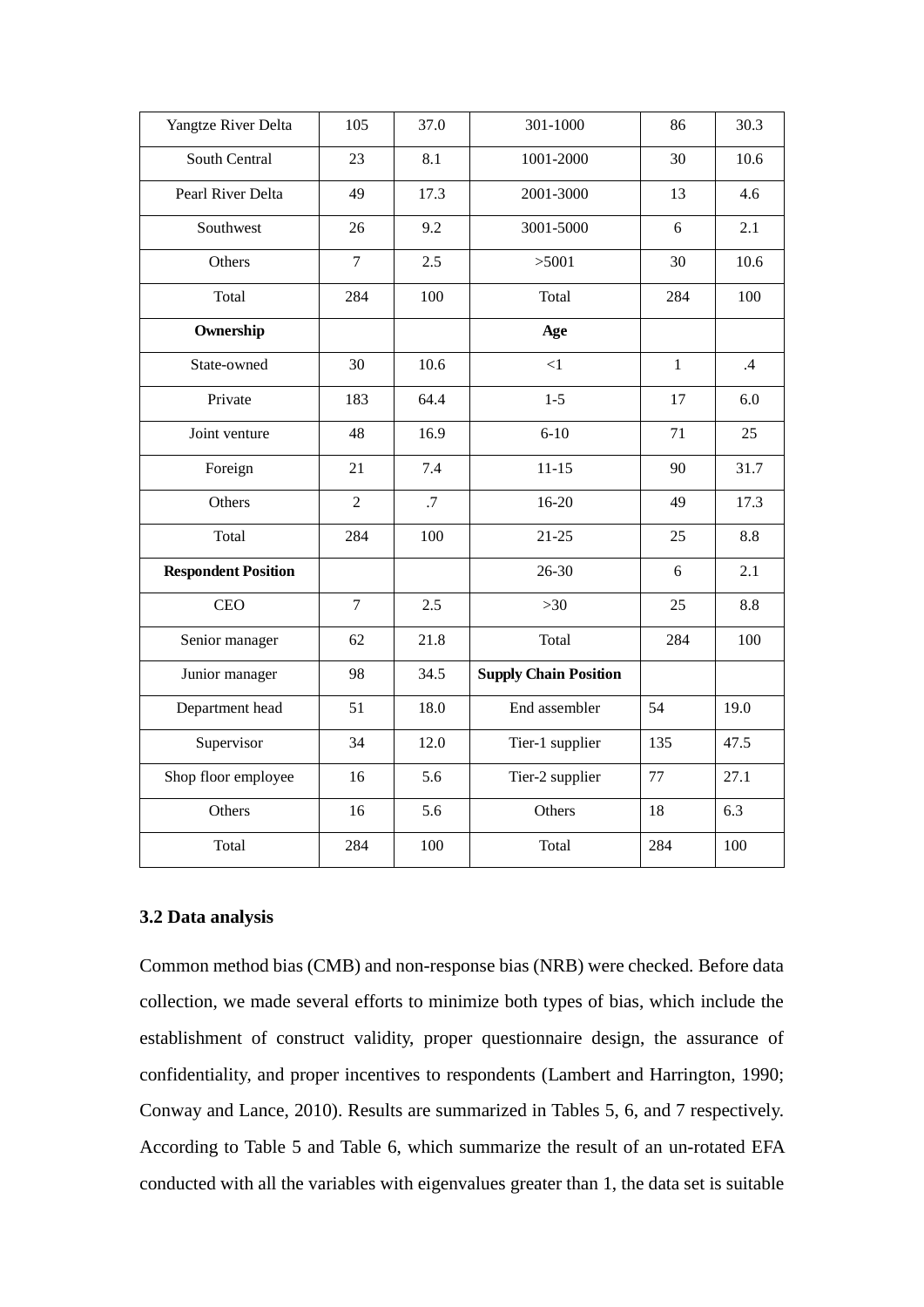| Yangtze River Delta | 105 | 37.0 | 301-1000 | 86 | 30.3 |
|---|---|---|---|---|---|
| South Central | 23 | 8.1 | 1001-2000 | 30 | 10.6 |
| Pearl River Delta | 49 | 17.3 | 2001-3000 | 13 | 4.6 |
| Southwest | 26 | 9.2 | 3001-5000 | 6 | 2.1 |
| Others | 7 | 2.5 | >5001 | 30 | 10.6 |
| Total | 284 | 100 | Total | 284 | 100 |
| **Ownership** | | | **Age** | | |
| State-owned | 30 | 10.6 | <1 | 1 | .4 |
| Private | 183 | 64.4 | 1-5 | 17 | 6.0 |
| Joint venture | 48 | 16.9 | 6-10 | 71 | 25 |
| Foreign | 21 | 7.4 | 11-15 | 90 | 31.7 |
| Others | 2 | .7 | 16-20 | 49 | 17.3 |
| Total | 284 | 100 | 21-25 | 25 | 8.8 |
| **Respondent Position** | | | 26-30 | 6 | 2.1 |
| CEO | 7 | 2.5 | >30 | 25 | 8.8 |
| Senior manager | 62 | 21.8 | Total | 284 | 100 |
| Junior manager | 98 | 34.5 | **Supply Chain Position** | | |
| Department head | 51 | 18.0 | End assembler | 54 | 19.0 |
| Supervisor | 34 | 12.0 | Tier-1 supplier | 135 | 47.5 |
| Shop floor employee | 16 | 5.6 | Tier-2 supplier | 77 | 27.1 |
| Others | 16 | 5.6 | Others | 18 | 6.3 |
| Total | 284 | 100 | Total | 284 | 100 |

### 3.2 Data analysis

Common method bias (CMB) and non-response bias (NRB) were checked. Before data collection, we made several efforts to minimize both types of bias, which include the establishment of construct validity, proper questionnaire design, the assurance of confidentiality, and proper incentives to respondents (Lambert and Harrington, 1990; Conway and Lance, 2010). Results are summarized in Tables 5, 6, and 7 respectively. According to Table 5 and Table 6, which summarize the result of an un-rotated EFA conducted with all the variables with eigenvalues greater than 1, the data set is suitable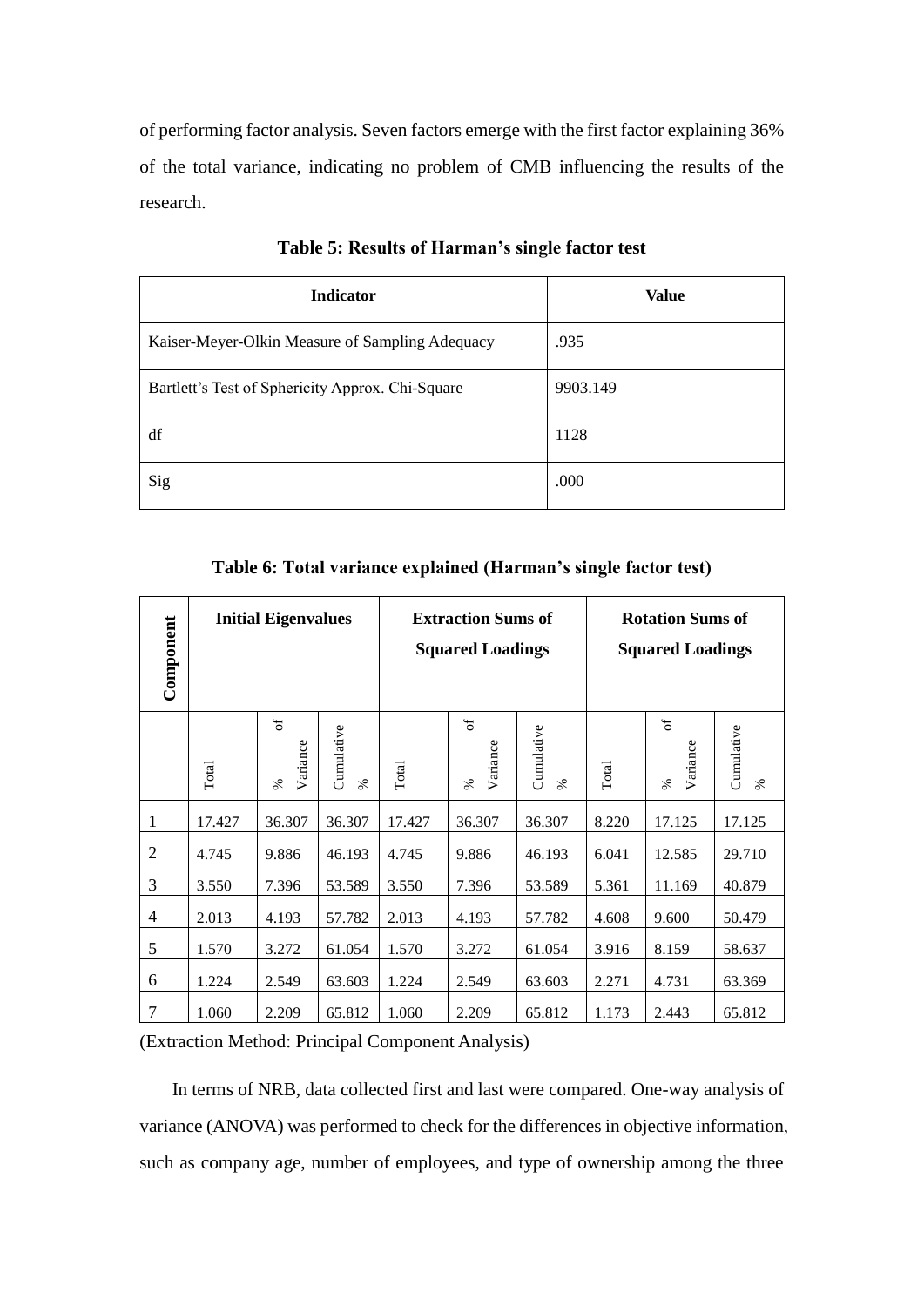of performing factor analysis. Seven factors emerge with the first factor explaining 36% of the total variance, indicating no problem of CMB influencing the results of the research.

**Table 5: Results of Harman's single factor test**

| Indicator | Value |
|---|---|
| Kaiser-Meyer-Olkin Measure of Sampling Adequacy | .935 |
| Bartlett's Test of Sphericity Approx. Chi-Square | 9903.149 |
| df | 1128 |
| Sig | .000 |

**Table 6: Total variance explained (Harman's single factor test)**

| Component | Initial Eigenvalues | | | Extraction Sums of Squared Loadings | | | Rotation Sums of Squared Loadings | | |
|---|---|---|---|---|---|---|---|---|---|
| | Total | % of Variance | Cumulative % | Total | % of Variance | Cumulative % | Total | % of Variance | Cumulative % |
| 1 | 17.427 | 36.307 | 36.307 | 17.427 | 36.307 | 36.307 | 8.220 | 17.125 | 17.125 |
| 2 | 4.745 | 9.886 | 46.193 | 4.745 | 9.886 | 46.193 | 6.041 | 12.585 | 29.710 |
| 3 | 3.550 | 7.396 | 53.589 | 3.550 | 7.396 | 53.589 | 5.361 | 11.169 | 40.879 |
| 4 | 2.013 | 4.193 | 57.782 | 2.013 | 4.193 | 57.782 | 4.608 | 9.600 | 50.479 |
| 5 | 1.570 | 3.272 | 61.054 | 1.570 | 3.272 | 61.054 | 3.916 | 8.159 | 58.637 |
| 6 | 1.224 | 2.549 | 63.603 | 1.224 | 2.549 | 63.603 | 2.271 | 4.731 | 63.369 |
| 7 | 1.060 | 2.209 | 65.812 | 1.060 | 2.209 | 65.812 | 1.173 | 2.443 | 65.812 |

(Extraction Method: Principal Component Analysis)

In terms of NRB, data collected first and last were compared. One-way analysis of variance (ANOVA) was performed to check for the differences in objective information, such as company age, number of employees, and type of ownership among the three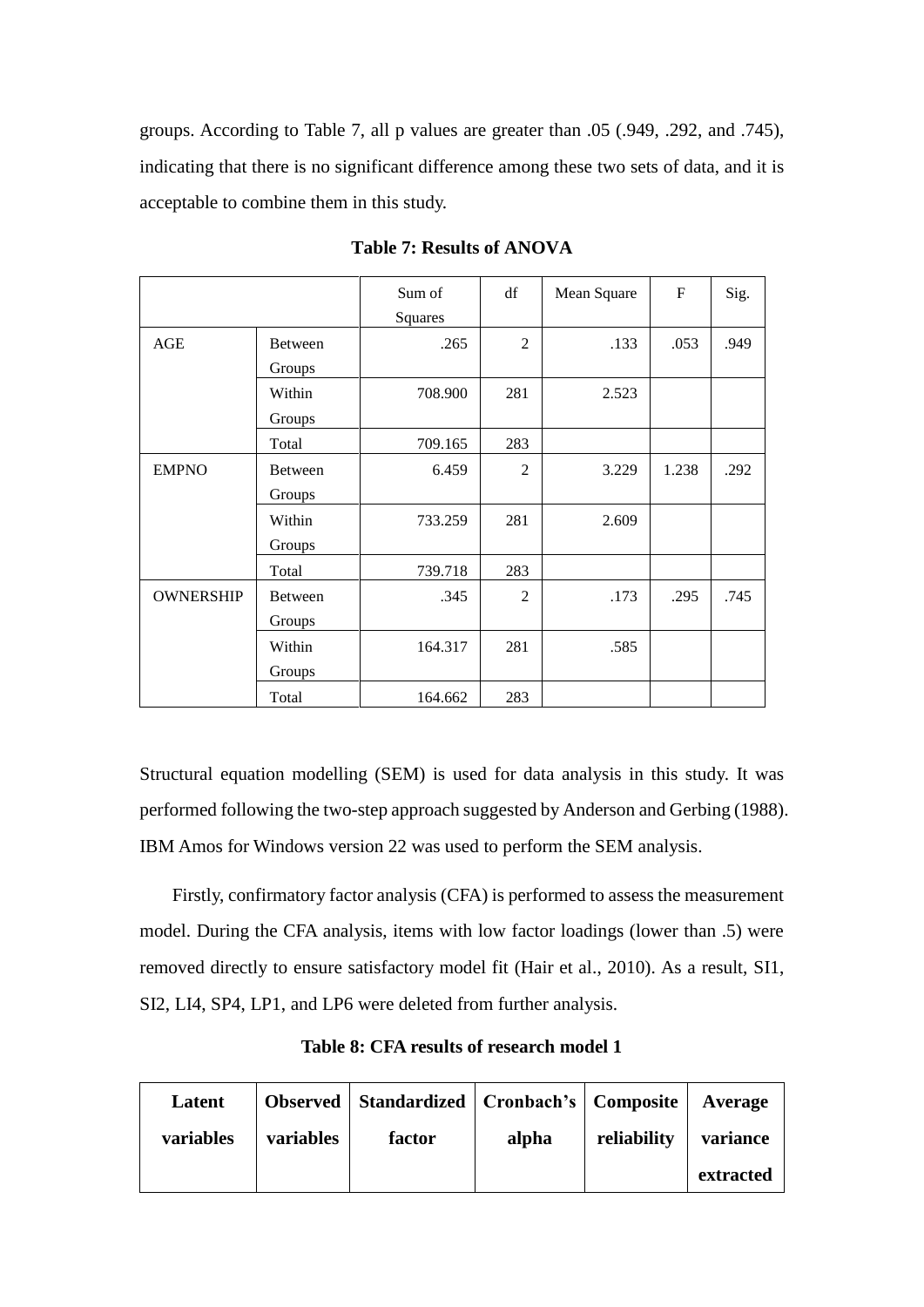groups. According to Table 7, all p values are greater than .05 (.949, .292, and .745), indicating that there is no significant difference among these two sets of data, and it is acceptable to combine them in this study.

**Table 7: Results of ANOVA**

| | | Sum of Squares | df | Mean Square | F | Sig. |
|---|---|---|---|---|---|---|
| AGE | Between Groups | .265 | 2 | .133 | .053 | .949 |
| | Within Groups | 708.900 | 281 | 2.523 | | |
| | Total | 709.165 | 283 | | | |
| EMPNO | Between Groups | 6.459 | 2 | 3.229 | 1.238 | .292 |
| | Within Groups | 733.259 | 281 | 2.609 | | |
| | Total | 739.718 | 283 | | | |
| OWNERSHIP | Between Groups | .345 | 2 | .173 | .295 | .745 |
| | Within Groups | 164.317 | 281 | .585 | | |
| | Total | 164.662 | 283 | | | |

Structural equation modelling (SEM) is used for data analysis in this study. It was performed following the two-step approach suggested by Anderson and Gerbing (1988). IBM Amos for Windows version 22 was used to perform the SEM analysis.

Firstly, confirmatory factor analysis (CFA) is performed to assess the measurement model. During the CFA analysis, items with low factor loadings (lower than .5) were removed directly to ensure satisfactory model fit (Hair et al., 2010). As a result, SI1, SI2, LI4, SP4, LP1, and LP6 were deleted from further analysis.

**Table 8: CFA results of research model 1**

| Latent variables | Observed variables | Standardized factor | Cronbach's alpha | Composite reliability | Average variance extracted |
|---|---|---|---|---|---|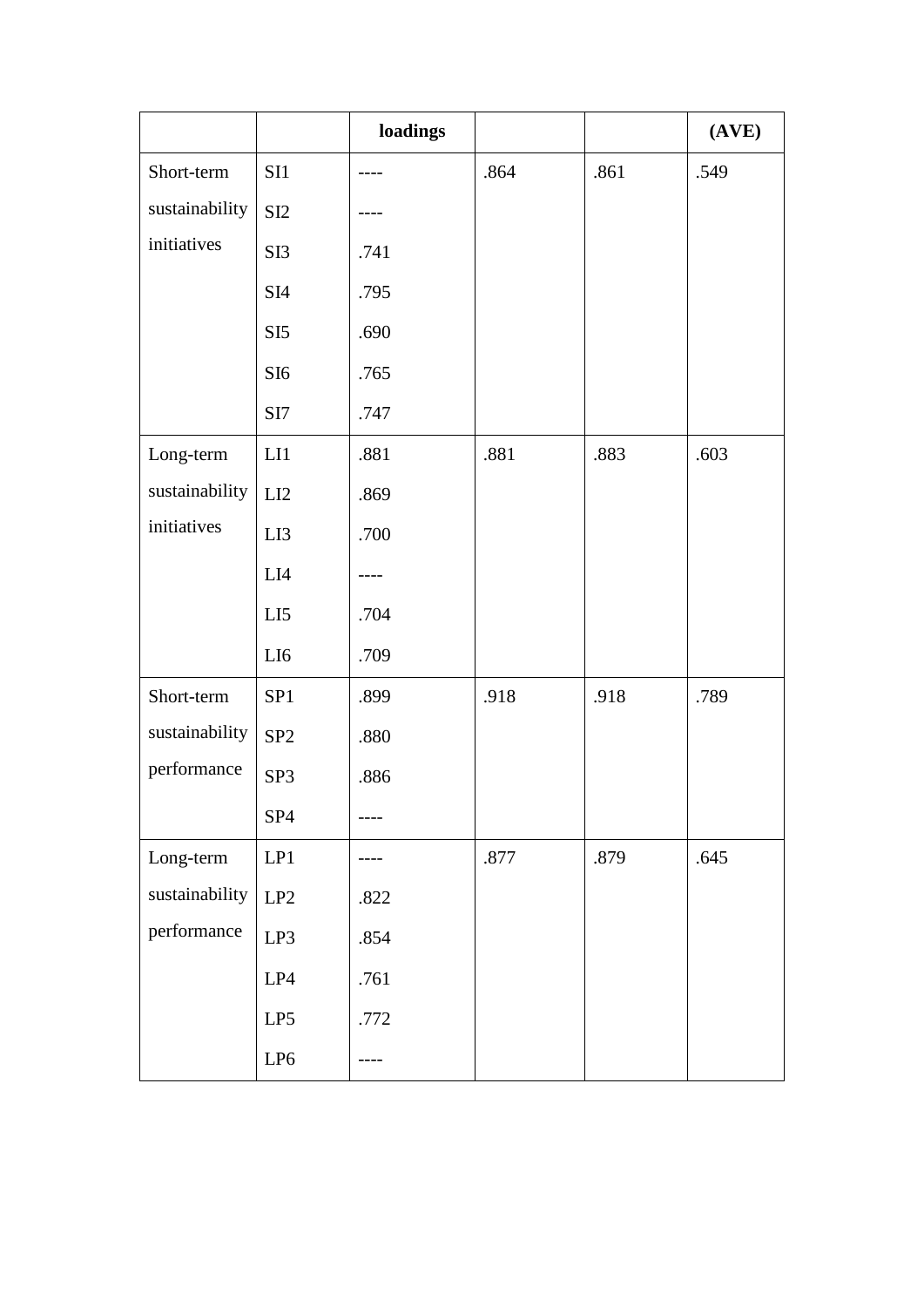| | | loadings | | | (AVE) |
|---|---|---|---|---|---|
| Short-term sustainability initiatives | SI1 | ---- | .864 | .861 | .549 |
| | SI2 | ---- | | | |
| | SI3 | .741 | | | |
| | SI4 | .795 | | | |
| | SI5 | .690 | | | |
| | SI6 | .765 | | | |
| | SI7 | .747 | | | |
| Long-term sustainability initiatives | LI1 | .881 | .881 | .883 | .603 |
| | LI2 | .869 | | | |
| | LI3 | .700 | | | |
| | LI4 | ---- | | | |
| | LI5 | .704 | | | |
| | LI6 | .709 | | | |
| Short-term sustainability performance | SP1 | .899 | .918 | .918 | .789 |
| | SP2 | .880 | | | |
| | SP3 | .886 | | | |
| | SP4 | ---- | | | |
| Long-term sustainability performance | LP1 | ---- | .877 | .879 | .645 |
| | LP2 | .822 | | | |
| | LP3 | .854 | | | |
| | LP4 | .761 | | | |
| | LP5 | .772 | | | |
| | LP6 | ---- | | | |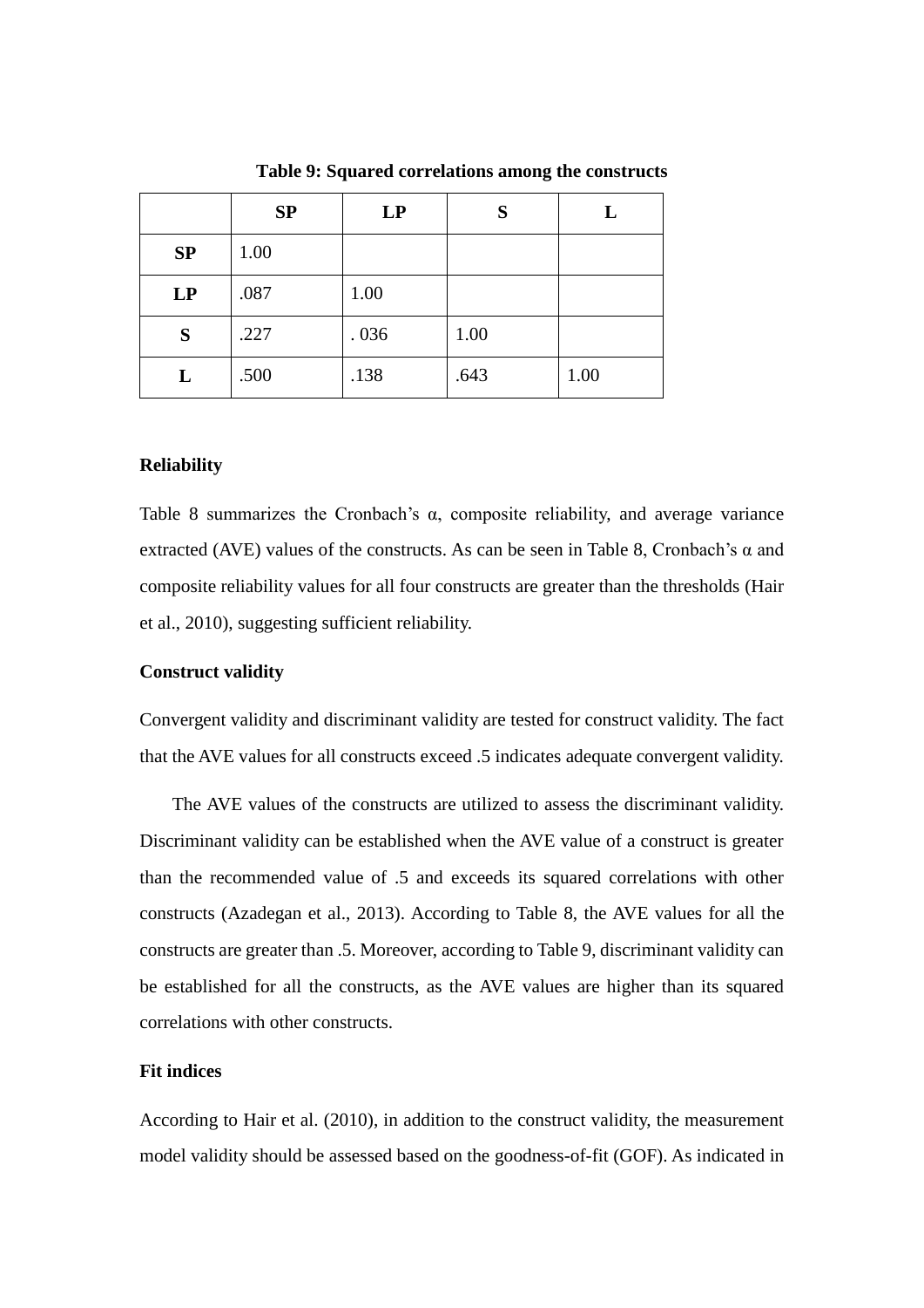**Table 9: Squared correlations among the constructs**

| | SP | LP | S | L |
|---|---|---|---|---|
| **SP** | 1.00 | | | |
| **LP** | .087 | 1.00 | | |
| **S** | .227 | . 036 | 1.00 | |
| **L** | .500 | .138 | .643 | 1.00 |

**Reliability**

Table 8 summarizes the Cronbach's α, composite reliability, and average variance extracted (AVE) values of the constructs. As can be seen in Table 8, Cronbach's α and composite reliability values for all four constructs are greater than the thresholds (Hair et al., 2010), suggesting sufficient reliability.

**Construct validity**

Convergent validity and discriminant validity are tested for construct validity. The fact that the AVE values for all constructs exceed .5 indicates adequate convergent validity.

The AVE values of the constructs are utilized to assess the discriminant validity. Discriminant validity can be established when the AVE value of a construct is greater than the recommended value of .5 and exceeds its squared correlations with other constructs (Azadegan et al., 2013). According to Table 8, the AVE values for all the constructs are greater than .5. Moreover, according to Table 9, discriminant validity can be established for all the constructs, as the AVE values are higher than its squared correlations with other constructs.

**Fit indices**

According to Hair et al. (2010), in addition to the construct validity, the measurement model validity should be assessed based on the goodness-of-fit (GOF). As indicated in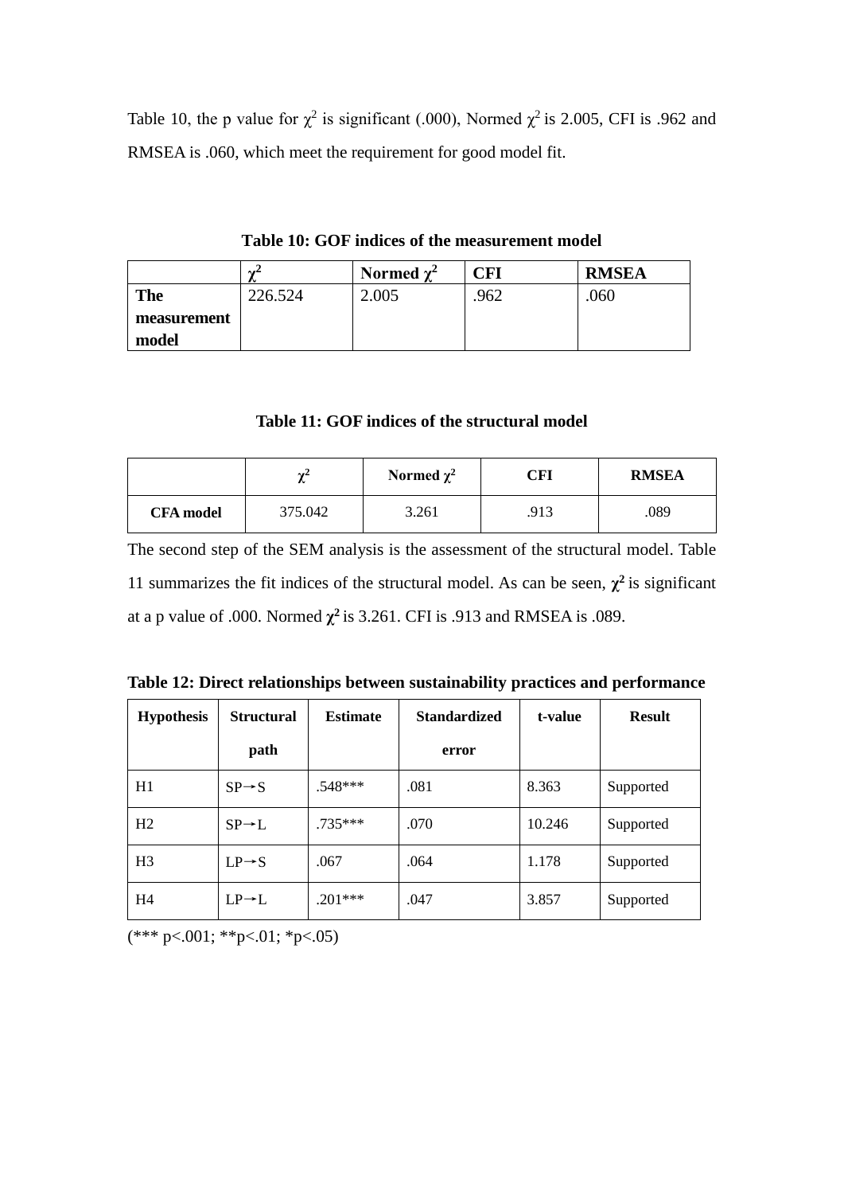Table 10, the p value for $\chi^2$ is significant (.000), Normed $\chi^2$ is 2.005, CFI is .962 and RMSEA is .060, which meet the requirement for good model fit.

**Table 10: GOF indices of the measurement model**

| | $\chi^2$ | Normed $\chi^2$ | CFI | RMSEA |
|---|---|---|---|---|
| **The measurement model** | 226.524 | 2.005 | .962 | .060 |

**Table 11: GOF indices of the structural model**

| | $\chi^2$ | Normed $\chi^2$ | CFI | RMSEA |
|---|---|---|---|---|
| **CFA model** | 375.042 | 3.261 | .913 | .089 |

The second step of the SEM analysis is the assessment of the structural model. Table 11 summarizes the fit indices of the structural model. As can be seen, $\chi^2$ is significant at a p value of .000. Normed $\chi^2$ is 3.261. CFI is .913 and RMSEA is .089.

**Table 12: Direct relationships between sustainability practices and performance**

| Hypothesis | Structural path | Estimate | Standardized error | t-value | Result |
|---|---|---|---|---|---|
| H1 | SP→S | .548*** | .081 | 8.363 | Supported |
| H2 | SP→L | .735*** | .070 | 10.246 | Supported |
| H3 | LP→S | .067 | .064 | 1.178 | Supported |
| H4 | LP→L | .201*** | .047 | 3.857 | Supported |

(*** $p<.001$; ** $p<.01$; * $p<.05$)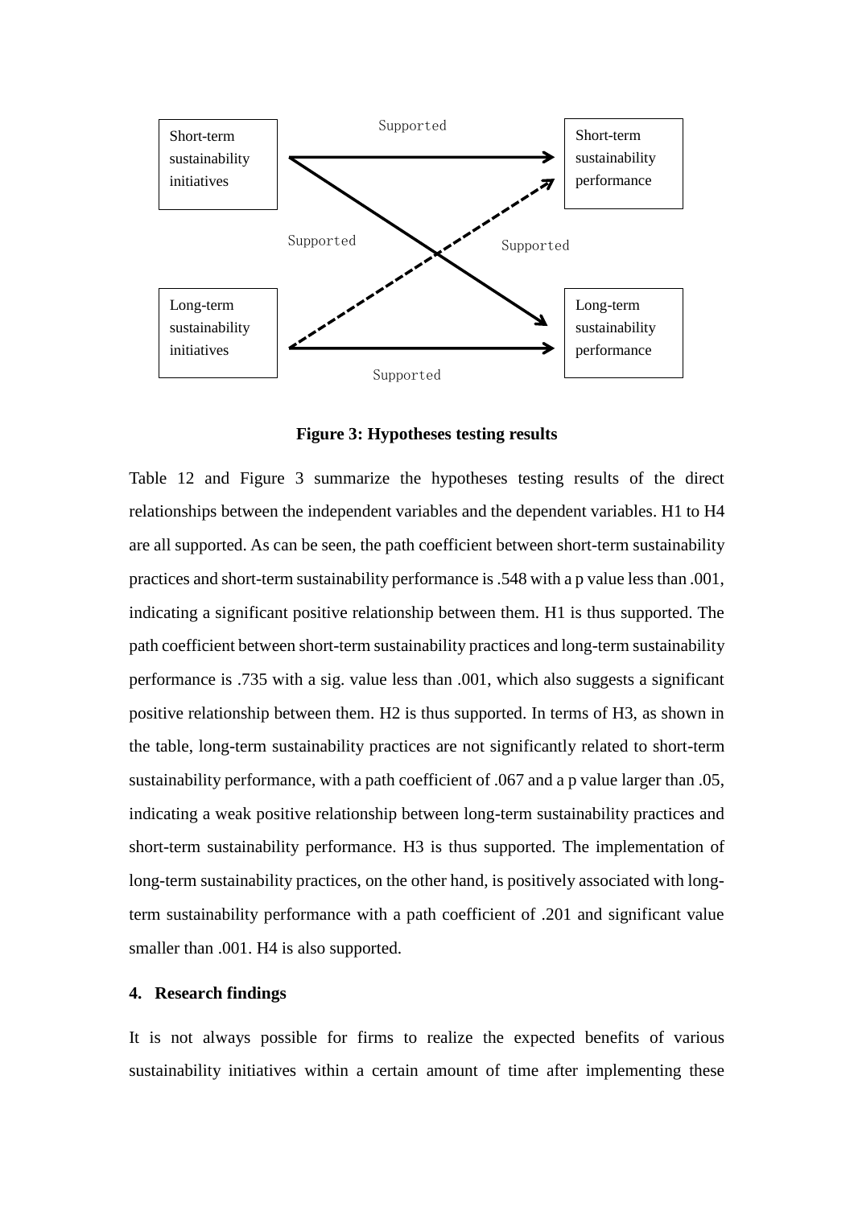| | | |
|---|---|---|
| Short-term sustainability initiatives | Supported → | Short-term sustainability performance |
| Long-term sustainability initiatives | Supported → | Long-term sustainability performance |

Short-term sustainability initiatives → Long-term sustainability performance: Supported

Long-term sustainability initiatives → Short-term sustainability performance: Supported

**Figure 3: Hypotheses testing results**

Table 12 and Figure 3 summarize the hypotheses testing results of the direct relationships between the independent variables and the dependent variables. H1 to H4 are all supported. As can be seen, the path coefficient between short-term sustainability practices and short-term sustainability performance is .548 with a p value less than .001, indicating a significant positive relationship between them. H1 is thus supported. The path coefficient between short-term sustainability practices and long-term sustainability performance is .735 with a sig. value less than .001, which also suggests a significant positive relationship between them. H2 is thus supported. In terms of H3, as shown in the table, long-term sustainability practices are not significantly related to short-term sustainability performance, with a path coefficient of .067 and a p value larger than .05, indicating a weak positive relationship between long-term sustainability practices and short-term sustainability performance. H3 is thus supported. The implementation of long-term sustainability practices, on the other hand, is positively associated with long-term sustainability performance with a path coefficient of .201 and significant value smaller than .001. H4 is also supported.

## 4. Research findings

It is not always possible for firms to realize the expected benefits of various sustainability initiatives within a certain amount of time after implementing these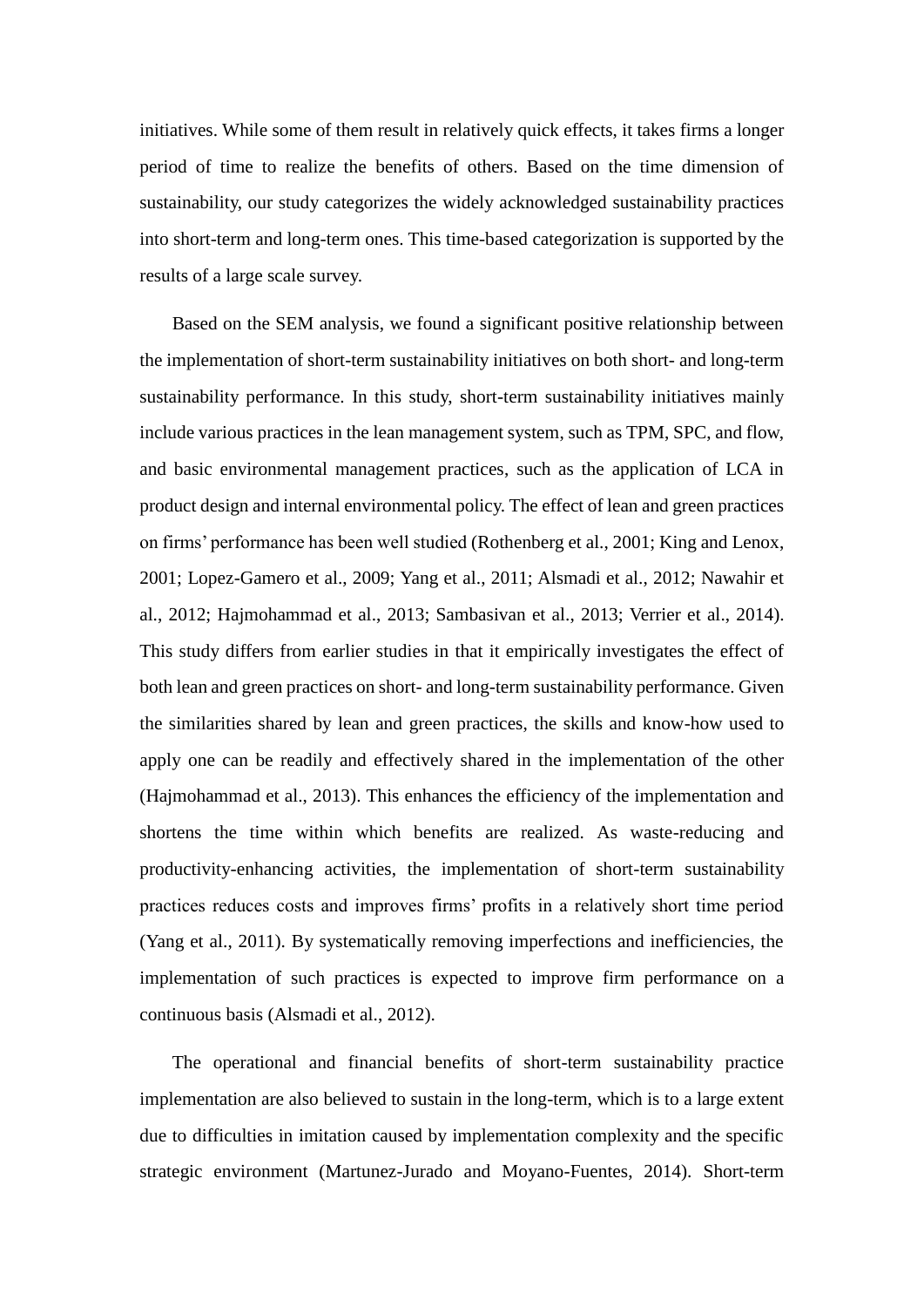initiatives. While some of them result in relatively quick effects, it takes firms a longer period of time to realize the benefits of others. Based on the time dimension of sustainability, our study categorizes the widely acknowledged sustainability practices into short-term and long-term ones. This time-based categorization is supported by the results of a large scale survey.

Based on the SEM analysis, we found a significant positive relationship between the implementation of short-term sustainability initiatives on both short- and long-term sustainability performance. In this study, short-term sustainability initiatives mainly include various practices in the lean management system, such as TPM, SPC, and flow, and basic environmental management practices, such as the application of LCA in product design and internal environmental policy. The effect of lean and green practices on firms' performance has been well studied (Rothenberg et al., 2001; King and Lenox, 2001; Lopez-Gamero et al., 2009; Yang et al., 2011; Alsmadi et al., 2012; Nawahir et al., 2012; Hajmohammad et al., 2013; Sambasivan et al., 2013; Verrier et al., 2014). This study differs from earlier studies in that it empirically investigates the effect of both lean and green practices on short- and long-term sustainability performance. Given the similarities shared by lean and green practices, the skills and know-how used to apply one can be readily and effectively shared in the implementation of the other (Hajmohammad et al., 2013). This enhances the efficiency of the implementation and shortens the time within which benefits are realized. As waste-reducing and productivity-enhancing activities, the implementation of short-term sustainability practices reduces costs and improves firms' profits in a relatively short time period (Yang et al., 2011). By systematically removing imperfections and inefficiencies, the implementation of such practices is expected to improve firm performance on a continuous basis (Alsmadi et al., 2012).

The operational and financial benefits of short-term sustainability practice implementation are also believed to sustain in the long-term, which is to a large extent due to difficulties in imitation caused by implementation complexity and the specific strategic environment (Martunez-Jurado and Moyano-Fuentes, 2014). Short-term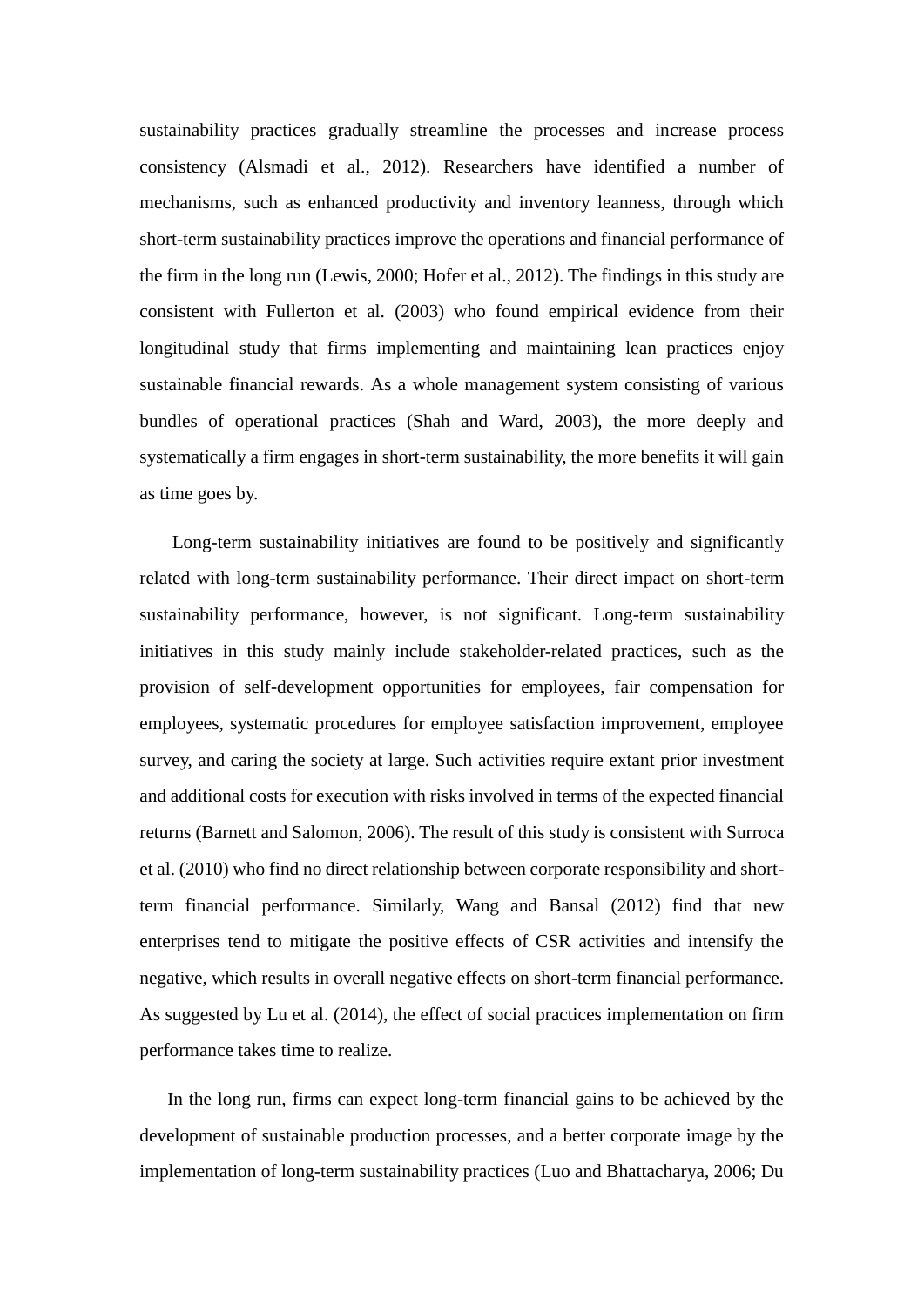sustainability practices gradually streamline the processes and increase process consistency (Alsmadi et al., 2012). Researchers have identified a number of mechanisms, such as enhanced productivity and inventory leanness, through which short-term sustainability practices improve the operations and financial performance of the firm in the long run (Lewis, 2000; Hofer et al., 2012). The findings in this study are consistent with Fullerton et al. (2003) who found empirical evidence from their longitudinal study that firms implementing and maintaining lean practices enjoy sustainable financial rewards. As a whole management system consisting of various bundles of operational practices (Shah and Ward, 2003), the more deeply and systematically a firm engages in short-term sustainability, the more benefits it will gain as time goes by.

Long-term sustainability initiatives are found to be positively and significantly related with long-term sustainability performance. Their direct impact on short-term sustainability performance, however, is not significant. Long-term sustainability initiatives in this study mainly include stakeholder-related practices, such as the provision of self-development opportunities for employees, fair compensation for employees, systematic procedures for employee satisfaction improvement, employee survey, and caring the society at large. Such activities require extant prior investment and additional costs for execution with risks involved in terms of the expected financial returns (Barnett and Salomon, 2006). The result of this study is consistent with Surroca et al. (2010) who find no direct relationship between corporate responsibility and short-term financial performance. Similarly, Wang and Bansal (2012) find that new enterprises tend to mitigate the positive effects of CSR activities and intensify the negative, which results in overall negative effects on short-term financial performance. As suggested by Lu et al. (2014), the effect of social practices implementation on firm performance takes time to realize.

In the long run, firms can expect long-term financial gains to be achieved by the development of sustainable production processes, and a better corporate image by the implementation of long-term sustainability practices (Luo and Bhattacharya, 2006; Du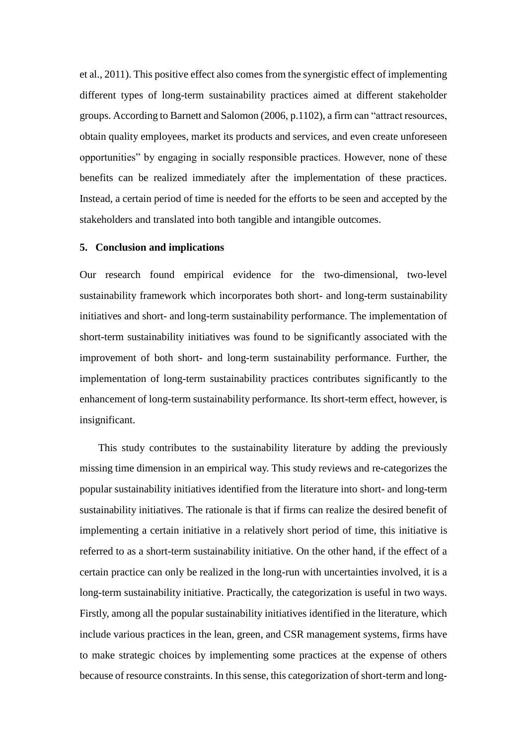et al., 2011). This positive effect also comes from the synergistic effect of implementing different types of long-term sustainability practices aimed at different stakeholder groups. According to Barnett and Salomon (2006, p.1102), a firm can "attract resources, obtain quality employees, market its products and services, and even create unforeseen opportunities" by engaging in socially responsible practices. However, none of these benefits can be realized immediately after the implementation of these practices. Instead, a certain period of time is needed for the efforts to be seen and accepted by the stakeholders and translated into both tangible and intangible outcomes.

## 5. Conclusion and implications

Our research found empirical evidence for the two-dimensional, two-level sustainability framework which incorporates both short- and long-term sustainability initiatives and short- and long-term sustainability performance. The implementation of short-term sustainability initiatives was found to be significantly associated with the improvement of both short- and long-term sustainability performance. Further, the implementation of long-term sustainability practices contributes significantly to the enhancement of long-term sustainability performance. Its short-term effect, however, is insignificant.

This study contributes to the sustainability literature by adding the previously missing time dimension in an empirical way. This study reviews and re-categorizes the popular sustainability initiatives identified from the literature into short- and long-term sustainability initiatives. The rationale is that if firms can realize the desired benefit of implementing a certain initiative in a relatively short period of time, this initiative is referred to as a short-term sustainability initiative. On the other hand, if the effect of a certain practice can only be realized in the long-run with uncertainties involved, it is a long-term sustainability initiative. Practically, the categorization is useful in two ways. Firstly, among all the popular sustainability initiatives identified in the literature, which include various practices in the lean, green, and CSR management systems, firms have to make strategic choices by implementing some practices at the expense of others because of resource constraints. In this sense, this categorization of short-term and long-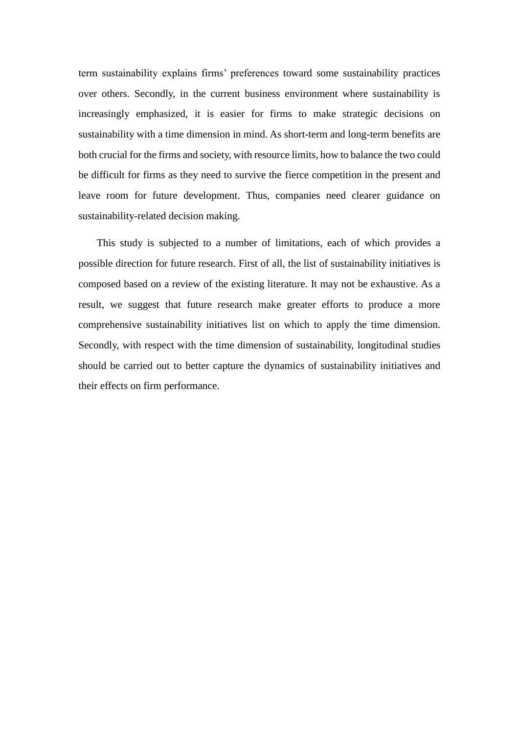term sustainability explains firms' preferences toward some sustainability practices over others. Secondly, in the current business environment where sustainability is increasingly emphasized, it is easier for firms to make strategic decisions on sustainability with a time dimension in mind. As short-term and long-term benefits are both crucial for the firms and society, with resource limits, how to balance the two could be difficult for firms as they need to survive the fierce competition in the present and leave room for future development. Thus, companies need clearer guidance on sustainability-related decision making.

This study is subjected to a number of limitations, each of which provides a possible direction for future research. First of all, the list of sustainability initiatives is composed based on a review of the existing literature. It may not be exhaustive. As a result, we suggest that future research make greater efforts to produce a more comprehensive sustainability initiatives list on which to apply the time dimension. Secondly, with respect with the time dimension of sustainability, longitudinal studies should be carried out to better capture the dynamics of sustainability initiatives and their effects on firm performance.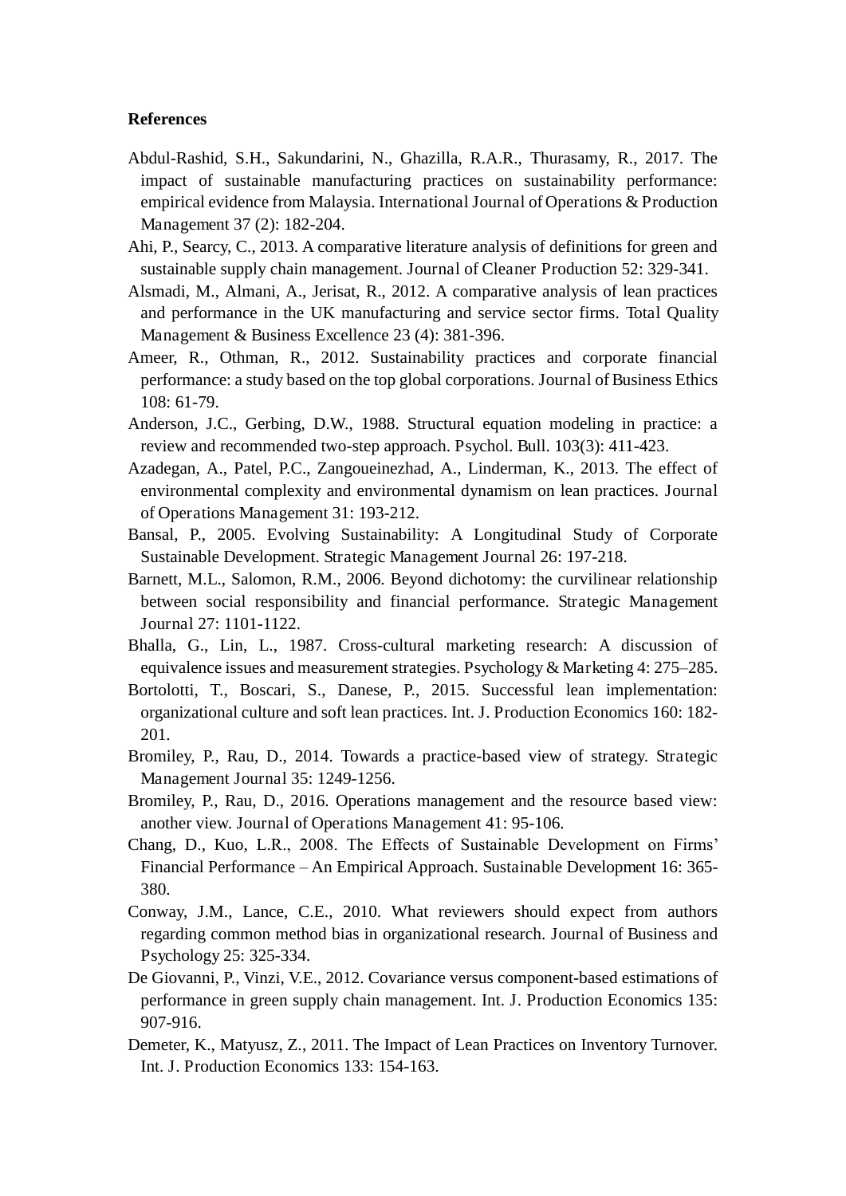**References**

Abdul-Rashid, S.H., Sakundarini, N., Ghazilla, R.A.R., Thurasamy, R., 2017. The impact of sustainable manufacturing practices on sustainability performance: empirical evidence from Malaysia. International Journal of Operations & Production Management 37 (2): 182-204.

Ahi, P., Searcy, C., 2013. A comparative literature analysis of definitions for green and sustainable supply chain management. Journal of Cleaner Production 52: 329-341.

Alsmadi, M., Almani, A., Jerisat, R., 2012. A comparative analysis of lean practices and performance in the UK manufacturing and service sector firms. Total Quality Management & Business Excellence 23 (4): 381-396.

Ameer, R., Othman, R., 2012. Sustainability practices and corporate financial performance: a study based on the top global corporations. Journal of Business Ethics 108: 61-79.

Anderson, J.C., Gerbing, D.W., 1988. Structural equation modeling in practice: a review and recommended two-step approach. Psychol. Bull. 103(3): 411-423.

Azadegan, A., Patel, P.C., Zangoueinezhad, A., Linderman, K., 2013. The effect of environmental complexity and environmental dynamism on lean practices. Journal of Operations Management 31: 193-212.

Bansal, P., 2005. Evolving Sustainability: A Longitudinal Study of Corporate Sustainable Development. Strategic Management Journal 26: 197-218.

Barnett, M.L., Salomon, R.M., 2006. Beyond dichotomy: the curvilinear relationship between social responsibility and financial performance. Strategic Management Journal 27: 1101-1122.

Bhalla, G., Lin, L., 1987. Cross-cultural marketing research: A discussion of equivalence issues and measurement strategies. Psychology & Marketing 4: 275–285.

Bortolotti, T., Boscari, S., Danese, P., 2015. Successful lean implementation: organizational culture and soft lean practices. Int. J. Production Economics 160: 182-201.

Bromiley, P., Rau, D., 2014. Towards a practice-based view of strategy. Strategic Management Journal 35: 1249-1256.

Bromiley, P., Rau, D., 2016. Operations management and the resource based view: another view. Journal of Operations Management 41: 95-106.

Chang, D., Kuo, L.R., 2008. The Effects of Sustainable Development on Firms' Financial Performance – An Empirical Approach. Sustainable Development 16: 365-380.

Conway, J.M., Lance, C.E., 2010. What reviewers should expect from authors regarding common method bias in organizational research. Journal of Business and Psychology 25: 325-334.

De Giovanni, P., Vinzi, V.E., 2012. Covariance versus component-based estimations of performance in green supply chain management. Int. J. Production Economics 135: 907-916.

Demeter, K., Matyusz, Z., 2011. The Impact of Lean Practices on Inventory Turnover. Int. J. Production Economics 133: 154-163.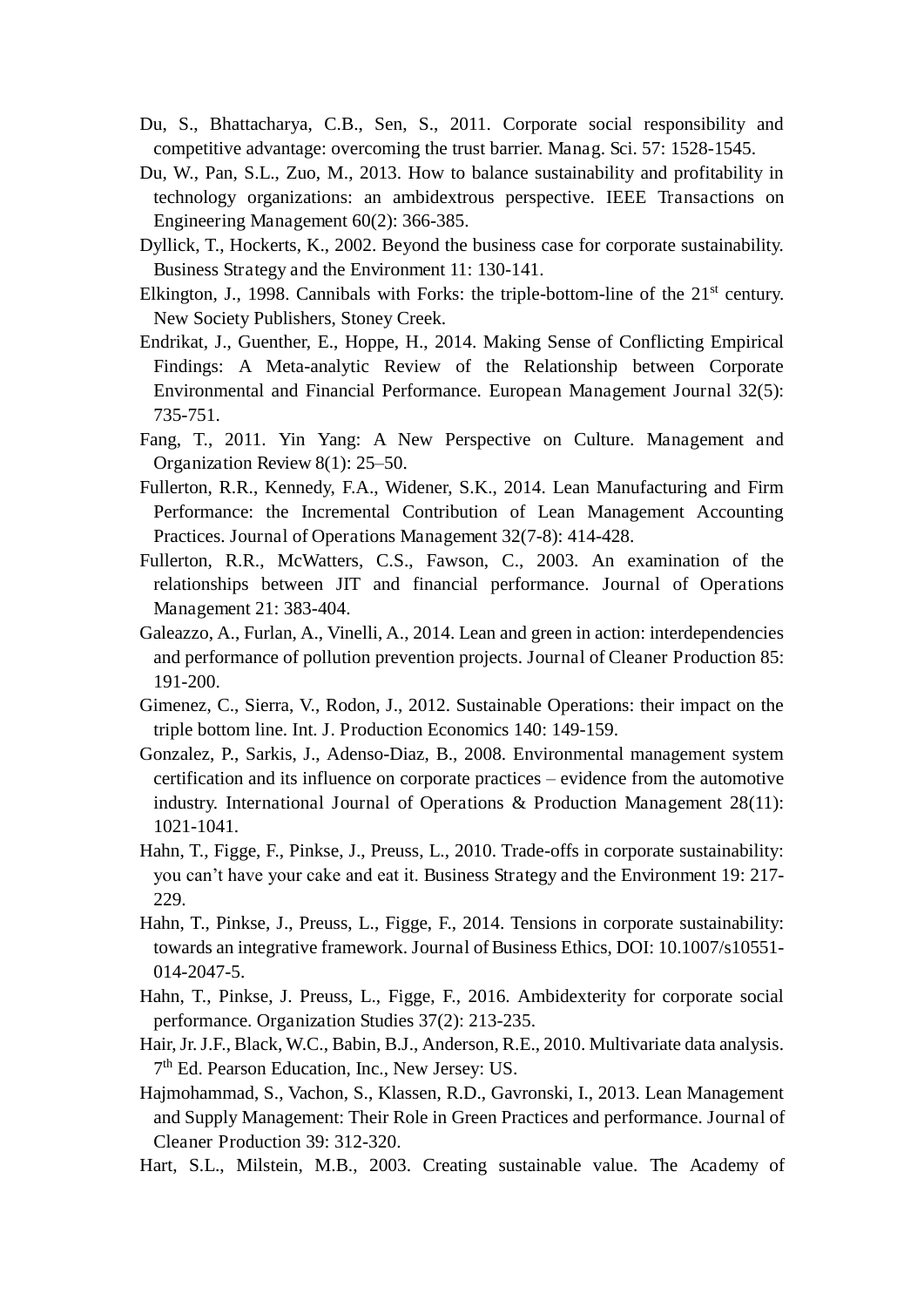Du, S., Bhattacharya, C.B., Sen, S., 2011. Corporate social responsibility and competitive advantage: overcoming the trust barrier. Manag. Sci. 57: 1528-1545.

Du, W., Pan, S.L., Zuo, M., 2013. How to balance sustainability and profitability in technology organizations: an ambidextrous perspective. IEEE Transactions on Engineering Management 60(2): 366-385.

Dyllick, T., Hockerts, K., 2002. Beyond the business case for corporate sustainability. Business Strategy and the Environment 11: 130-141.

Elkington, J., 1998. Cannibals with Forks: the triple-bottom-line of the 21st century. New Society Publishers, Stoney Creek.

Endrikat, J., Guenther, E., Hoppe, H., 2014. Making Sense of Conflicting Empirical Findings: A Meta-analytic Review of the Relationship between Corporate Environmental and Financial Performance. European Management Journal 32(5): 735-751.

Fang, T., 2011. Yin Yang: A New Perspective on Culture. Management and Organization Review 8(1): 25–50.

Fullerton, R.R., Kennedy, F.A., Widener, S.K., 2014. Lean Manufacturing and Firm Performance: the Incremental Contribution of Lean Management Accounting Practices. Journal of Operations Management 32(7-8): 414-428.

Fullerton, R.R., McWatters, C.S., Fawson, C., 2003. An examination of the relationships between JIT and financial performance. Journal of Operations Management 21: 383-404.

Galeazzo, A., Furlan, A., Vinelli, A., 2014. Lean and green in action: interdependencies and performance of pollution prevention projects. Journal of Cleaner Production 85: 191-200.

Gimenez, C., Sierra, V., Rodon, J., 2012. Sustainable Operations: their impact on the triple bottom line. Int. J. Production Economics 140: 149-159.

Gonzalez, P., Sarkis, J., Adenso-Diaz, B., 2008. Environmental management system certification and its influence on corporate practices – evidence from the automotive industry. International Journal of Operations & Production Management 28(11): 1021-1041.

Hahn, T., Figge, F., Pinkse, J., Preuss, L., 2010. Trade-offs in corporate sustainability: you can't have your cake and eat it. Business Strategy and the Environment 19: 217-229.

Hahn, T., Pinkse, J., Preuss, L., Figge, F., 2014. Tensions in corporate sustainability: towards an integrative framework. Journal of Business Ethics, DOI: 10.1007/s10551-014-2047-5.

Hahn, T., Pinkse, J. Preuss, L., Figge, F., 2016. Ambidexterity for corporate social performance. Organization Studies 37(2): 213-235.

Hair, Jr. J.F., Black, W.C., Babin, B.J., Anderson, R.E., 2010. Multivariate data analysis. 7th Ed. Pearson Education, Inc., New Jersey: US.

Hajmohammad, S., Vachon, S., Klassen, R.D., Gavronski, I., 2013. Lean Management and Supply Management: Their Role in Green Practices and performance. Journal of Cleaner Production 39: 312-320.

Hart, S.L., Milstein, M.B., 2003. Creating sustainable value. The Academy of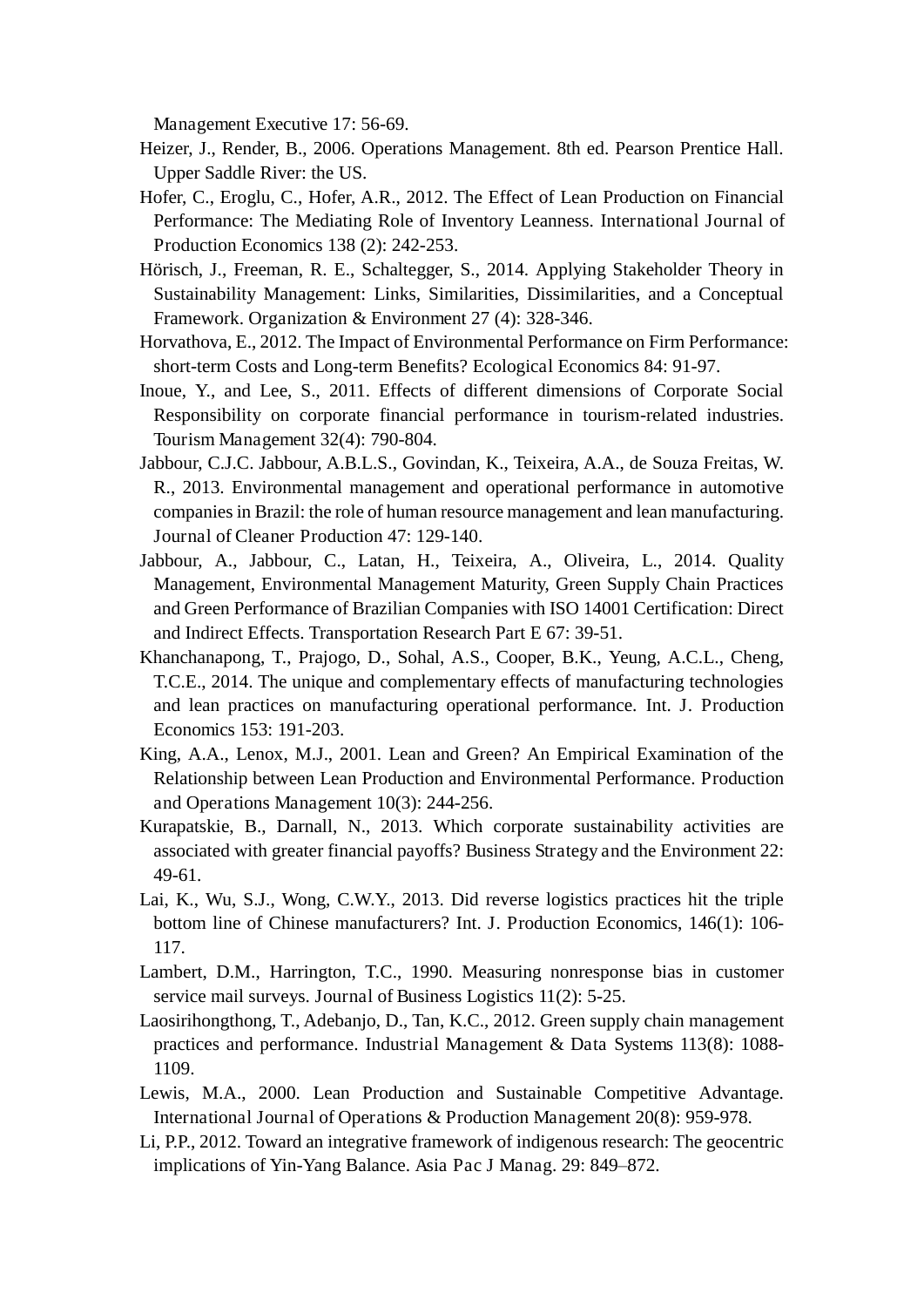Management Executive 17: 56-69.

Heizer, J., Render, B., 2006. Operations Management. 8th ed. Pearson Prentice Hall. Upper Saddle River: the US.

Hofer, C., Eroglu, C., Hofer, A.R., 2012. The Effect of Lean Production on Financial Performance: The Mediating Role of Inventory Leanness. International Journal of Production Economics 138 (2): 242-253.

Hörisch, J., Freeman, R. E., Schaltegger, S., 2014. Applying Stakeholder Theory in Sustainability Management: Links, Similarities, Dissimilarities, and a Conceptual Framework. Organization & Environment 27 (4): 328-346.

Horvathova, E., 2012. The Impact of Environmental Performance on Firm Performance: short-term Costs and Long-term Benefits? Ecological Economics 84: 91-97.

Inoue, Y., and Lee, S., 2011. Effects of different dimensions of Corporate Social Responsibility on corporate financial performance in tourism-related industries. Tourism Management 32(4): 790-804.

Jabbour, C.J.C. Jabbour, A.B.L.S., Govindan, K., Teixeira, A.A., de Souza Freitas, W. R., 2013. Environmental management and operational performance in automotive companies in Brazil: the role of human resource management and lean manufacturing. Journal of Cleaner Production 47: 129-140.

Jabbour, A., Jabbour, C., Latan, H., Teixeira, A., Oliveira, L., 2014. Quality Management, Environmental Management Maturity, Green Supply Chain Practices and Green Performance of Brazilian Companies with ISO 14001 Certification: Direct and Indirect Effects. Transportation Research Part E 67: 39-51.

Khanchanapong, T., Prajogo, D., Sohal, A.S., Cooper, B.K., Yeung, A.C.L., Cheng, T.C.E., 2014. The unique and complementary effects of manufacturing technologies and lean practices on manufacturing operational performance. Int. J. Production Economics 153: 191-203.

King, A.A., Lenox, M.J., 2001. Lean and Green? An Empirical Examination of the Relationship between Lean Production and Environmental Performance. Production and Operations Management 10(3): 244-256.

Kurapatskie, B., Darnall, N., 2013. Which corporate sustainability activities are associated with greater financial payoffs? Business Strategy and the Environment 22: 49-61.

Lai, K., Wu, S.J., Wong, C.W.Y., 2013. Did reverse logistics practices hit the triple bottom line of Chinese manufacturers? Int. J. Production Economics, 146(1): 106-117.

Lambert, D.M., Harrington, T.C., 1990. Measuring nonresponse bias in customer service mail surveys. Journal of Business Logistics 11(2): 5-25.

Laosirihongthong, T., Adebanjo, D., Tan, K.C., 2012. Green supply chain management practices and performance. Industrial Management & Data Systems 113(8): 1088-1109.

Lewis, M.A., 2000. Lean Production and Sustainable Competitive Advantage. International Journal of Operations & Production Management 20(8): 959-978.

Li, P.P., 2012. Toward an integrative framework of indigenous research: The geocentric implications of Yin-Yang Balance. Asia Pac J Manag. 29: 849–872.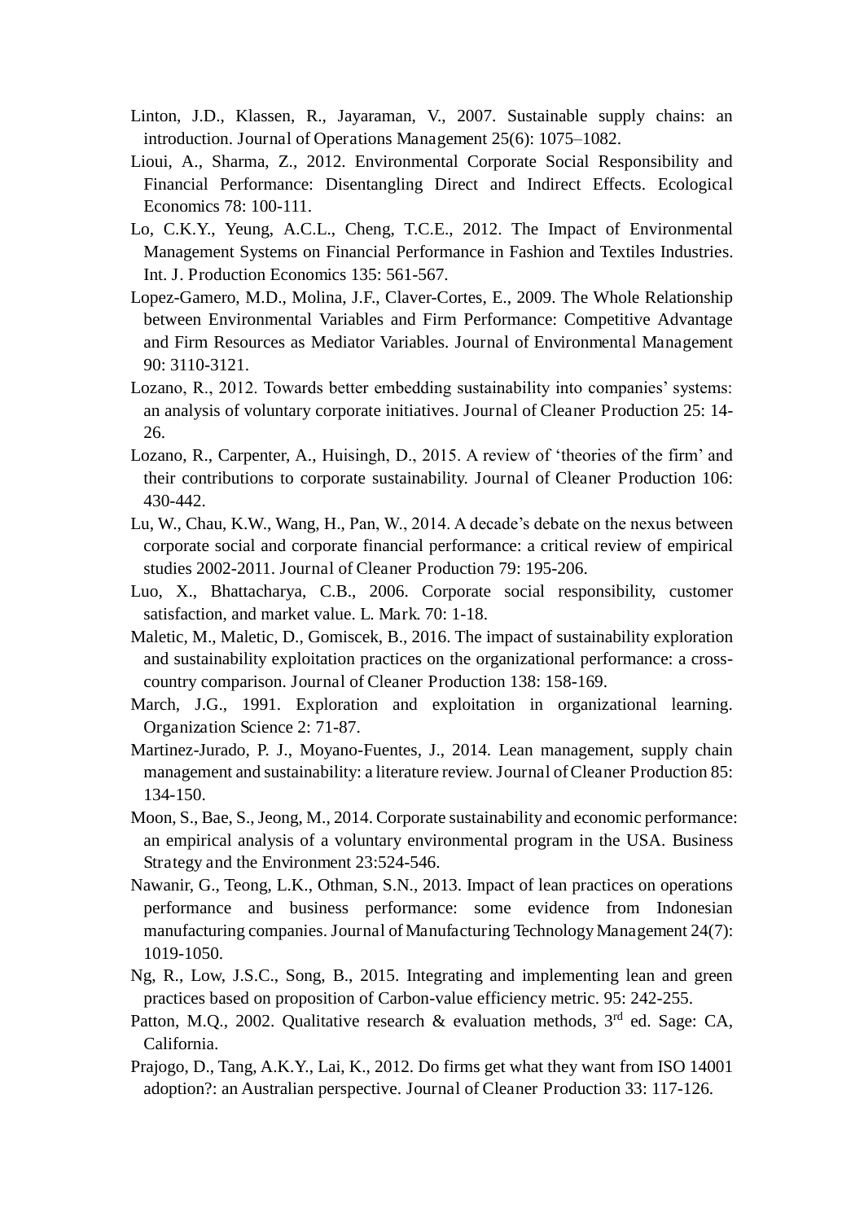Linton, J.D., Klassen, R., Jayaraman, V., 2007. Sustainable supply chains: an introduction. Journal of Operations Management 25(6): 1075–1082.

Lioui, A., Sharma, Z., 2012. Environmental Corporate Social Responsibility and Financial Performance: Disentangling Direct and Indirect Effects. Ecological Economics 78: 100-111.

Lo, C.K.Y., Yeung, A.C.L., Cheng, T.C.E., 2012. The Impact of Environmental Management Systems on Financial Performance in Fashion and Textiles Industries. Int. J. Production Economics 135: 561-567.

Lopez-Gamero, M.D., Molina, J.F., Claver-Cortes, E., 2009. The Whole Relationship between Environmental Variables and Firm Performance: Competitive Advantage and Firm Resources as Mediator Variables. Journal of Environmental Management 90: 3110-3121.

Lozano, R., 2012. Towards better embedding sustainability into companies' systems: an analysis of voluntary corporate initiatives. Journal of Cleaner Production 25: 14-26.

Lozano, R., Carpenter, A., Huisingh, D., 2015. A review of 'theories of the firm' and their contributions to corporate sustainability. Journal of Cleaner Production 106: 430-442.

Lu, W., Chau, K.W., Wang, H., Pan, W., 2014. A decade's debate on the nexus between corporate social and corporate financial performance: a critical review of empirical studies 2002-2011. Journal of Cleaner Production 79: 195-206.

Luo, X., Bhattacharya, C.B., 2006. Corporate social responsibility, customer satisfaction, and market value. L. Mark. 70: 1-18.

Maletic, M., Maletic, D., Gomiscek, B., 2016. The impact of sustainability exploration and sustainability exploitation practices on the organizational performance: a cross-country comparison. Journal of Cleaner Production 138: 158-169.

March, J.G., 1991. Exploration and exploitation in organizational learning. Organization Science 2: 71-87.

Martinez-Jurado, P. J., Moyano-Fuentes, J., 2014. Lean management, supply chain management and sustainability: a literature review. Journal of Cleaner Production 85: 134-150.

Moon, S., Bae, S., Jeong, M., 2014. Corporate sustainability and economic performance: an empirical analysis of a voluntary environmental program in the USA. Business Strategy and the Environment 23:524-546.

Nawanir, G., Teong, L.K., Othman, S.N., 2013. Impact of lean practices on operations performance and business performance: some evidence from Indonesian manufacturing companies. Journal of Manufacturing Technology Management 24(7): 1019-1050.

Ng, R., Low, J.S.C., Song, B., 2015. Integrating and implementing lean and green practices based on proposition of Carbon-value efficiency metric. 95: 242-255.

Patton, M.Q., 2002. Qualitative research & evaluation methods, 3rd ed. Sage: CA, California.

Prajogo, D., Tang, A.K.Y., Lai, K., 2012. Do firms get what they want from ISO 14001 adoption?: an Australian perspective. Journal of Cleaner Production 33: 117-126.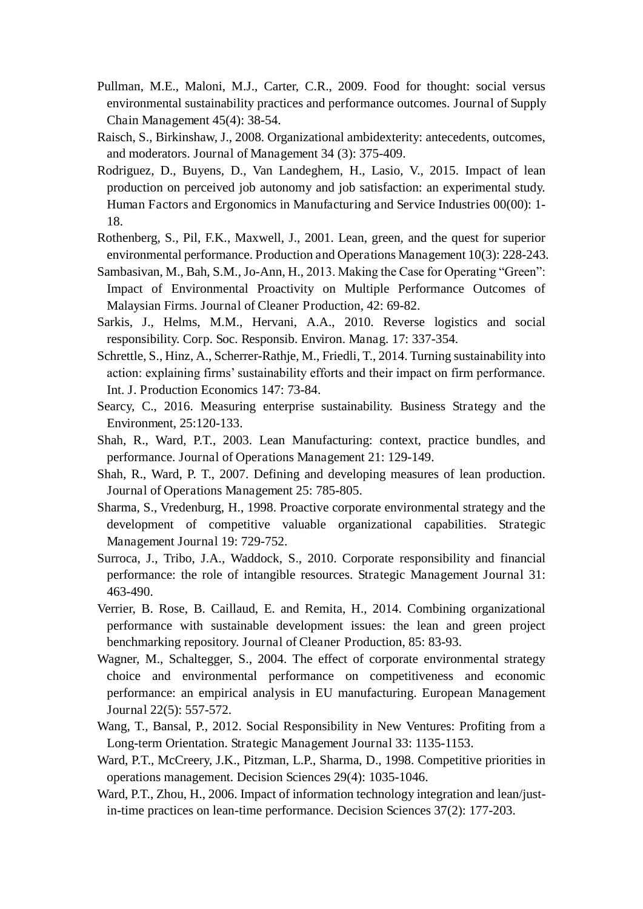Pullman, M.E., Maloni, M.J., Carter, C.R., 2009. Food for thought: social versus environmental sustainability practices and performance outcomes. Journal of Supply Chain Management 45(4): 38-54.

Raisch, S., Birkinshaw, J., 2008. Organizational ambidexterity: antecedents, outcomes, and moderators. Journal of Management 34 (3): 375-409.

Rodriguez, D., Buyens, D., Van Landeghem, H., Lasio, V., 2015. Impact of lean production on perceived job autonomy and job satisfaction: an experimental study. Human Factors and Ergonomics in Manufacturing and Service Industries 00(00): 1-18.

Rothenberg, S., Pil, F.K., Maxwell, J., 2001. Lean, green, and the quest for superior environmental performance. Production and Operations Management 10(3): 228-243.

Sambasivan, M., Bah, S.M., Jo-Ann, H., 2013. Making the Case for Operating "Green": Impact of Environmental Proactivity on Multiple Performance Outcomes of Malaysian Firms. Journal of Cleaner Production, 42: 69-82.

Sarkis, J., Helms, M.M., Hervani, A.A., 2010. Reverse logistics and social responsibility. Corp. Soc. Responsib. Environ. Manag. 17: 337-354.

Schrettle, S., Hinz, A., Scherrer-Rathje, M., Friedli, T., 2014. Turning sustainability into action: explaining firms' sustainability efforts and their impact on firm performance. Int. J. Production Economics 147: 73-84.

Searcy, C., 2016. Measuring enterprise sustainability. Business Strategy and the Environment, 25:120-133.

Shah, R., Ward, P.T., 2003. Lean Manufacturing: context, practice bundles, and performance. Journal of Operations Management 21: 129-149.

Shah, R., Ward, P. T., 2007. Defining and developing measures of lean production. Journal of Operations Management 25: 785-805.

Sharma, S., Vredenburg, H., 1998. Proactive corporate environmental strategy and the development of competitive valuable organizational capabilities. Strategic Management Journal 19: 729-752.

Surroca, J., Tribo, J.A., Waddock, S., 2010. Corporate responsibility and financial performance: the role of intangible resources. Strategic Management Journal 31: 463-490.

Verrier, B. Rose, B. Caillaud, E. and Remita, H., 2014. Combining organizational performance with sustainable development issues: the lean and green project benchmarking repository. Journal of Cleaner Production, 85: 83-93.

Wagner, M., Schaltegger, S., 2004. The effect of corporate environmental strategy choice and environmental performance on competitiveness and economic performance: an empirical analysis in EU manufacturing. European Management Journal 22(5): 557-572.

Wang, T., Bansal, P., 2012. Social Responsibility in New Ventures: Profiting from a Long-term Orientation. Strategic Management Journal 33: 1135-1153.

Ward, P.T., McCreery, J.K., Pitzman, L.P., Sharma, D., 1998. Competitive priorities in operations management. Decision Sciences 29(4): 1035-1046.

Ward, P.T., Zhou, H., 2006. Impact of information technology integration and lean/just-in-time practices on lean-time performance. Decision Sciences 37(2): 177-203.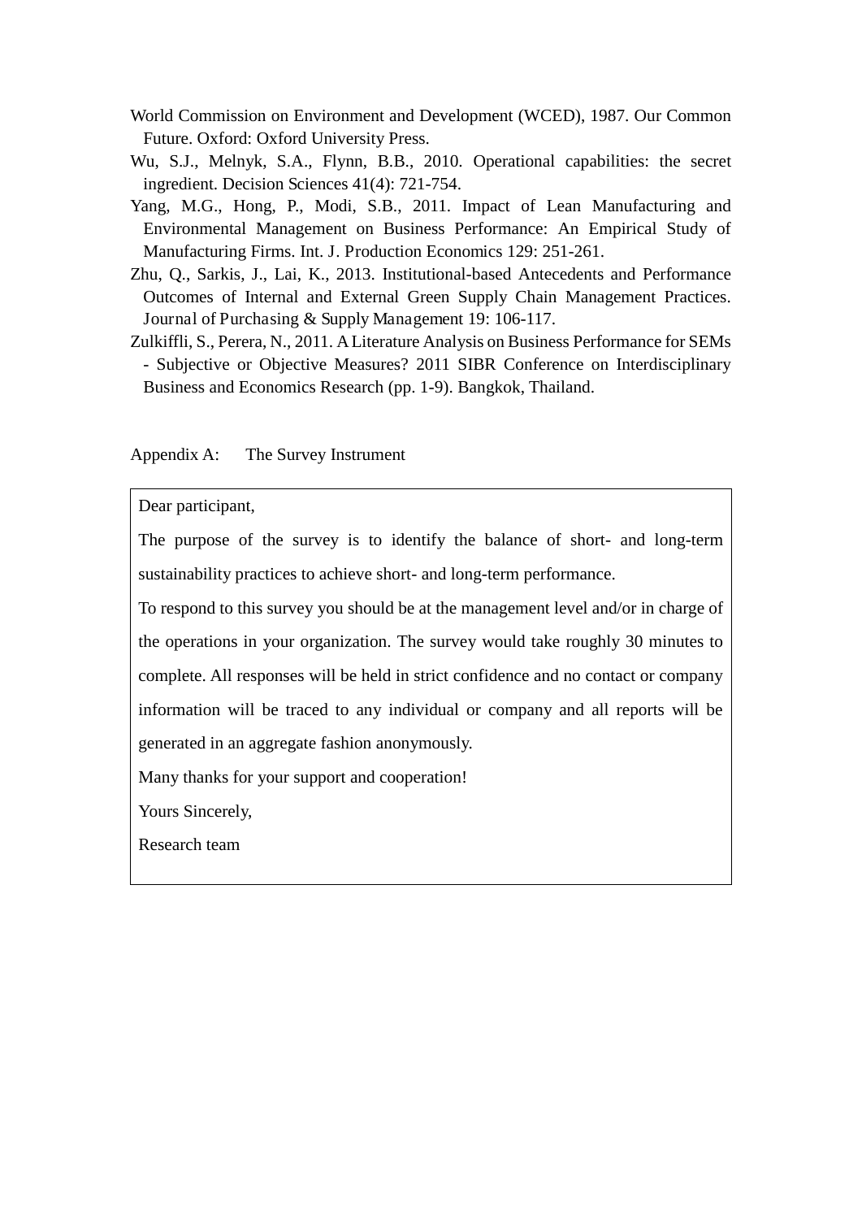World Commission on Environment and Development (WCED), 1987. Our Common Future. Oxford: Oxford University Press.

Wu, S.J., Melnyk, S.A., Flynn, B.B., 2010. Operational capabilities: the secret ingredient. Decision Sciences 41(4): 721-754.

Yang, M.G., Hong, P., Modi, S.B., 2011. Impact of Lean Manufacturing and Environmental Management on Business Performance: An Empirical Study of Manufacturing Firms. Int. J. Production Economics 129: 251-261.

Zhu, Q., Sarkis, J., Lai, K., 2013. Institutional-based Antecedents and Performance Outcomes of Internal and External Green Supply Chain Management Practices. Journal of Purchasing & Supply Management 19: 106-117.

Zulkiffli, S., Perera, N., 2011. A Literature Analysis on Business Performance for SEMs - Subjective or Objective Measures? 2011 SIBR Conference on Interdisciplinary Business and Economics Research (pp. 1-9). Bangkok, Thailand.

Appendix A: The Survey Instrument

Dear participant,

The purpose of the survey is to identify the balance of short- and long-term sustainability practices to achieve short- and long-term performance.

To respond to this survey you should be at the management level and/or in charge of the operations in your organization. The survey would take roughly 30 minutes to complete. All responses will be held in strict confidence and no contact or company information will be traced to any individual or company and all reports will be generated in an aggregate fashion anonymously.

Many thanks for your support and cooperation!

Yours Sincerely,

Research team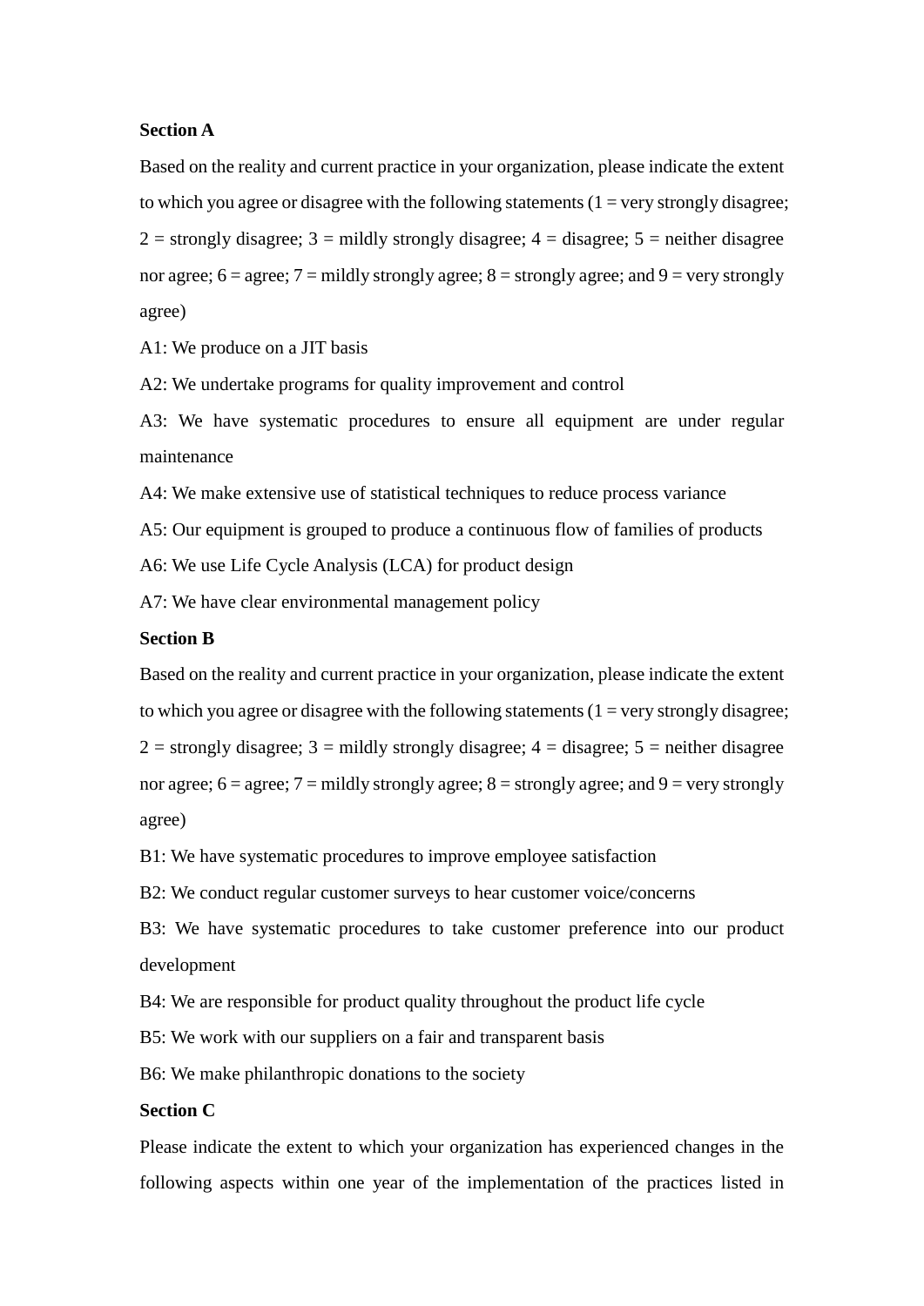**Section A**

Based on the reality and current practice in your organization, please indicate the extent to which you agree or disagree with the following statements (1 = very strongly disagree; 2 = strongly disagree; 3 = mildly strongly disagree; 4 = disagree; 5 = neither disagree nor agree; 6 = agree; 7 = mildly strongly agree; 8 = strongly agree; and 9 = very strongly agree)

A1: We produce on a JIT basis

A2: We undertake programs for quality improvement and control

A3: We have systematic procedures to ensure all equipment are under regular maintenance

A4: We make extensive use of statistical techniques to reduce process variance

A5: Our equipment is grouped to produce a continuous flow of families of products

A6: We use Life Cycle Analysis (LCA) for product design

A7: We have clear environmental management policy

**Section B**

Based on the reality and current practice in your organization, please indicate the extent to which you agree or disagree with the following statements (1 = very strongly disagree; 2 = strongly disagree; 3 = mildly strongly disagree; 4 = disagree; 5 = neither disagree nor agree; 6 = agree; 7 = mildly strongly agree; 8 = strongly agree; and 9 = very strongly agree)

B1: We have systematic procedures to improve employee satisfaction

B2: We conduct regular customer surveys to hear customer voice/concerns

B3: We have systematic procedures to take customer preference into our product development

B4: We are responsible for product quality throughout the product life cycle

B5: We work with our suppliers on a fair and transparent basis

B6: We make philanthropic donations to the society

**Section C**

Please indicate the extent to which your organization has experienced changes in the following aspects within one year of the implementation of the practices listed in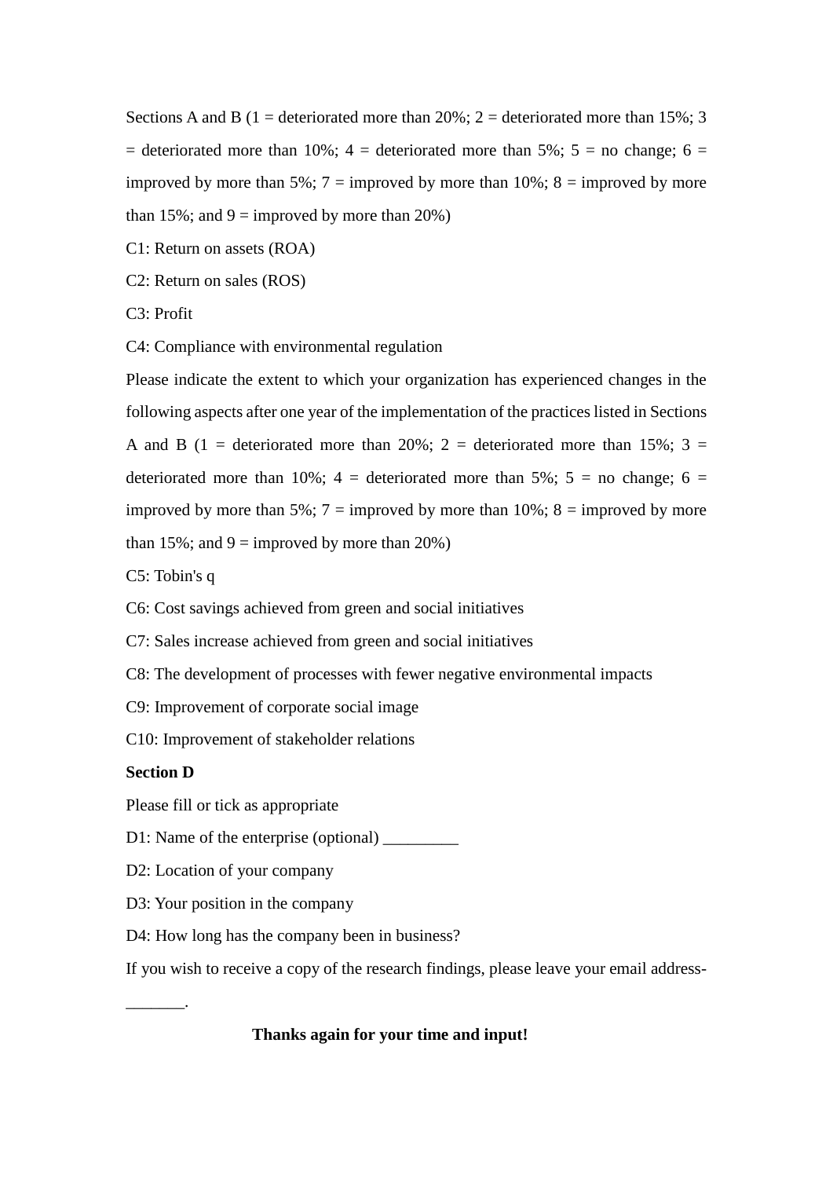Sections A and B (1 = deteriorated more than 20%; 2 = deteriorated more than 15%; 3 = deteriorated more than 10%; 4 = deteriorated more than 5%; 5 = no change; 6 = improved by more than 5%; 7 = improved by more than 10%; 8 = improved by more than 15%; and 9 = improved by more than 20%)

C1: Return on assets (ROA)

C2: Return on sales (ROS)

C3: Profit

C4: Compliance with environmental regulation

Please indicate the extent to which your organization has experienced changes in the following aspects after one year of the implementation of the practices listed in Sections A and B (1 = deteriorated more than 20%; 2 = deteriorated more than 15%; 3 = deteriorated more than 10%; 4 = deteriorated more than 5%; 5 = no change; 6 = improved by more than 5%; 7 = improved by more than 10%; 8 = improved by more than 15%; and 9 = improved by more than 20%)

C5: Tobin's q

C6: Cost savings achieved from green and social initiatives

C7: Sales increase achieved from green and social initiatives

C8: The development of processes with fewer negative environmental impacts

C9: Improvement of corporate social image

C10: Improvement of stakeholder relations

**Section D**

Please fill or tick as appropriate

D1: Name of the enterprise (optional) _________

D2: Location of your company

D3: Your position in the company

D4: How long has the company been in business?

If you wish to receive a copy of the research findings, please leave your email address-_______.

**Thanks again for your time and input!**